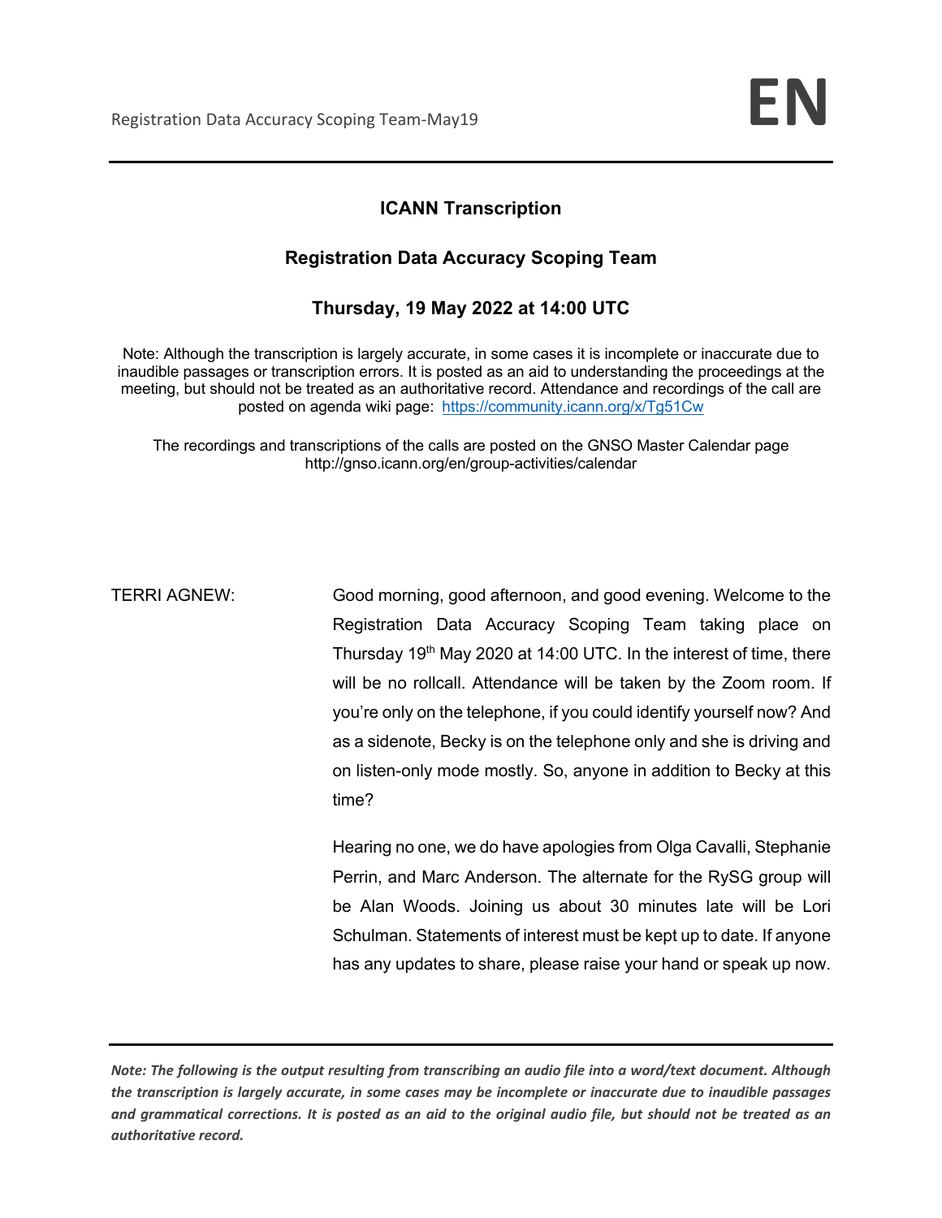# ICANN Transcription

## Registration Data Accuracy Scoping Team

### Thursday, 19 May 2022 at 14:00 UTC

Note: Although the transcription is largely accurate, in some cases it is incomplete or inaccurate due to inaudible passages or transcription errors. It is posted as an aid to understanding the proceedings at the meeting, but should not be treated as an authoritative record. Attendance and recordings of the call are posted on agenda wiki page: https://community.icann.org/x/Tg51Cw

The recordings and transcriptions of the calls are posted on the GNSO Master Calendar page http://gnso.icann.org/en/group-activities/calendar

TERRI AGNEW: Good morning, good afternoon, and good evening. Welcome to the Registration Data Accuracy Scoping Team taking place on Thursday 19th May 2020 at 14:00 UTC. In the interest of time, there will be no rollcall. Attendance will be taken by the Zoom room. If you're only on the telephone, if you could identify yourself now? And as a sidenote, Becky is on the telephone only and she is driving and on listen-only mode mostly. So, anyone in addition to Becky at this time?

Hearing no one, we do have apologies from Olga Cavalli, Stephanie Perrin, and Marc Anderson. The alternate for the RySG group will be Alan Woods. Joining us about 30 minutes late will be Lori Schulman. Statements of interest must be kept up to date. If anyone has any updates to share, please raise your hand or speak up now.

***Note: The following is the output resulting from transcribing an audio file into a word/text document. Although the transcription is largely accurate, in some cases may be incomplete or inaccurate due to inaudible passages and grammatical corrections. It is posted as an aid to the original audio file, but should not be treated as an authoritative record.***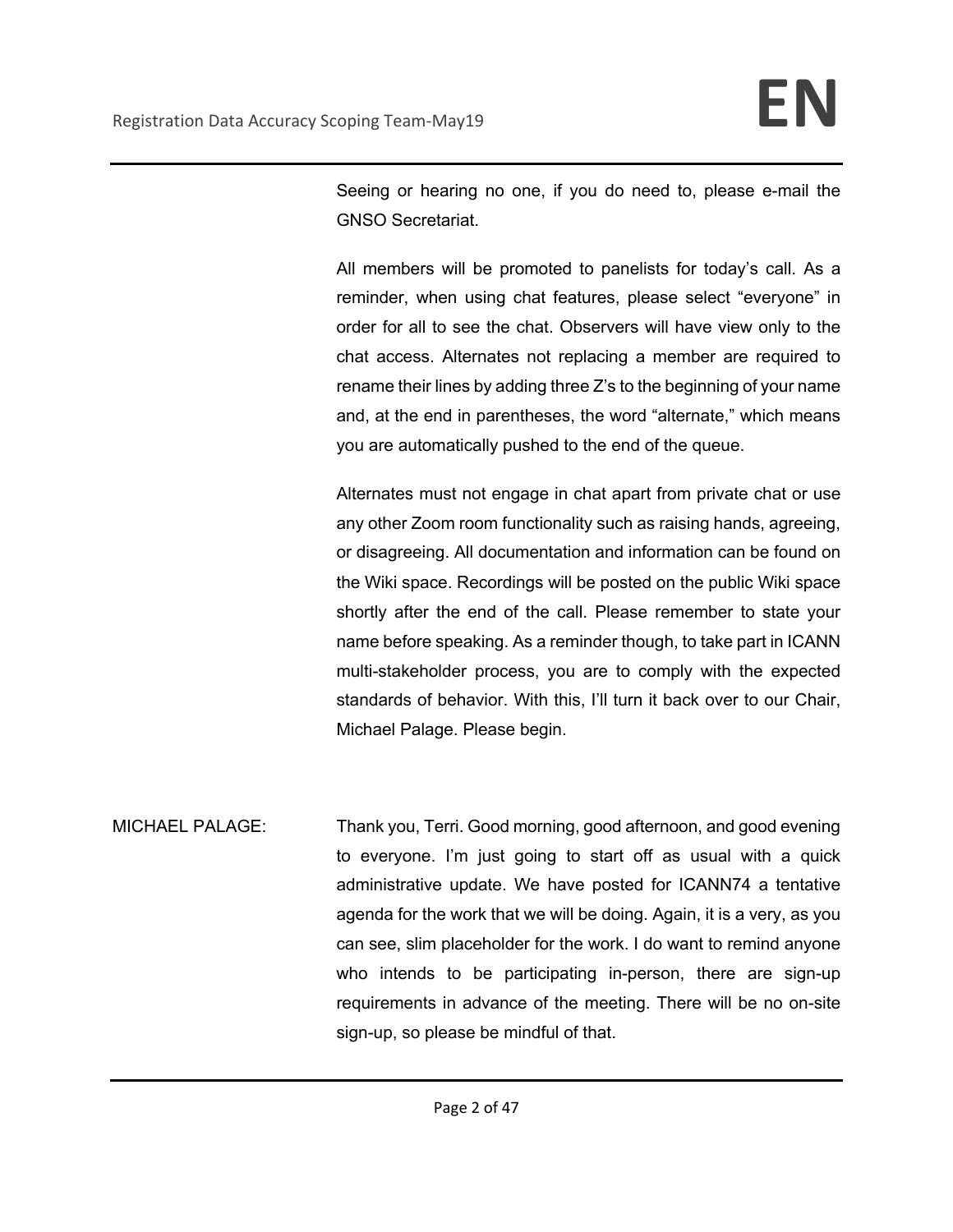Seeing or hearing no one, if you do need to, please e-mail the GNSO Secretariat.

All members will be promoted to panelists for today's call. As a reminder, when using chat features, please select "everyone" in order for all to see the chat. Observers will have view only to the chat access. Alternates not replacing a member are required to rename their lines by adding three Z's to the beginning of your name and, at the end in parentheses, the word "alternate," which means you are automatically pushed to the end of the queue.

Alternates must not engage in chat apart from private chat or use any other Zoom room functionality such as raising hands, agreeing, or disagreeing. All documentation and information can be found on the Wiki space. Recordings will be posted on the public Wiki space shortly after the end of the call. Please remember to state your name before speaking. As a reminder though, to take part in ICANN multi-stakeholder process, you are to comply with the expected standards of behavior. With this, I'll turn it back over to our Chair, Michael Palage. Please begin.

MICHAEL PALAGE: Thank you, Terri. Good morning, good afternoon, and good evening to everyone. I'm just going to start off as usual with a quick administrative update. We have posted for ICANN74 a tentative agenda for the work that we will be doing. Again, it is a very, as you can see, slim placeholder for the work. I do want to remind anyone who intends to be participating in-person, there are sign-up requirements in advance of the meeting. There will be no on-site sign-up, so please be mindful of that.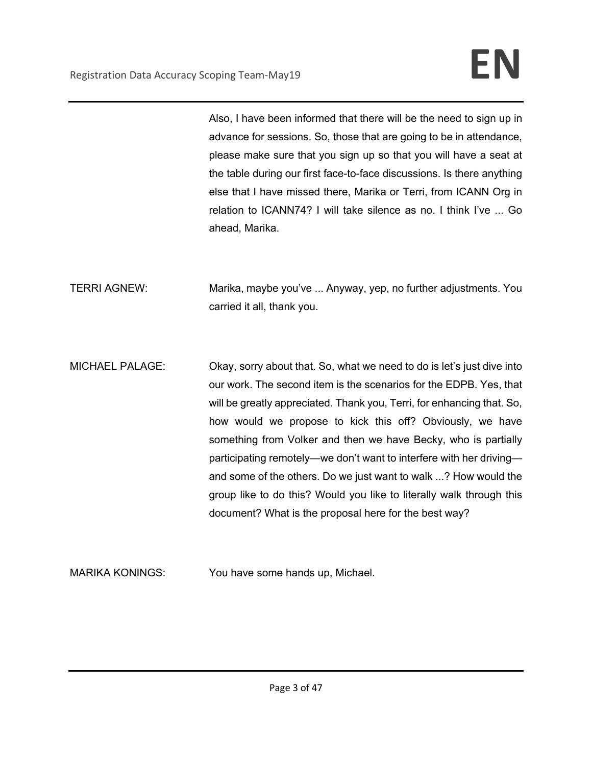Also, I have been informed that there will be the need to sign up in advance for sessions. So, those that are going to be in attendance, please make sure that you sign up so that you will have a seat at the table during our first face-to-face discussions. Is there anything else that I have missed there, Marika or Terri, from ICANN Org in relation to ICANN74? I will take silence as no. I think I've ... Go ahead, Marika.

TERRI AGNEW: Marika, maybe you've ... Anyway, yep, no further adjustments. You carried it all, thank you.

MICHAEL PALAGE: Okay, sorry about that. So, what we need to do is let's just dive into our work. The second item is the scenarios for the EDPB. Yes, that will be greatly appreciated. Thank you, Terri, for enhancing that. So, how would we propose to kick this off? Obviously, we have something from Volker and then we have Becky, who is partially participating remotely—we don't want to interfere with her driving—and some of the others. Do we just want to walk ...? How would the group like to do this? Would you like to literally walk through this document? What is the proposal here for the best way?

MARIKA KONINGS: You have some hands up, Michael.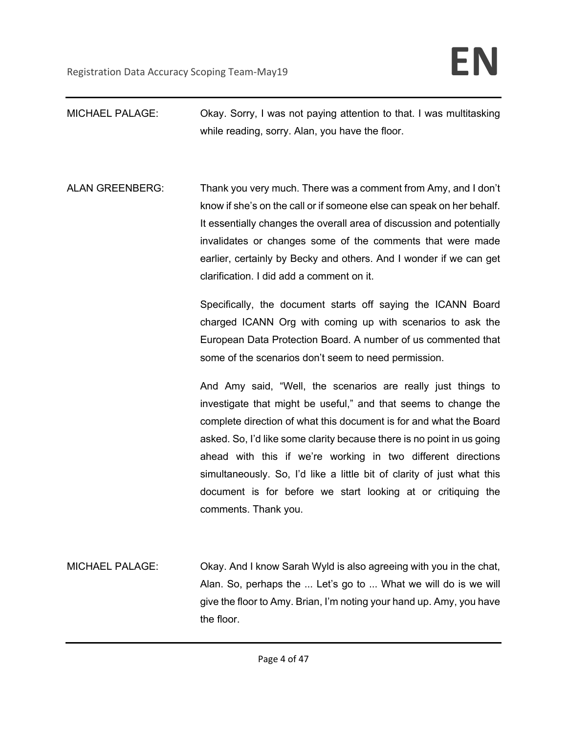MICHAEL PALAGE: Okay. Sorry, I was not paying attention to that. I was multitasking while reading, sorry. Alan, you have the floor.

ALAN GREENBERG: Thank you very much. There was a comment from Amy, and I don't know if she's on the call or if someone else can speak on her behalf. It essentially changes the overall area of discussion and potentially invalidates or changes some of the comments that were made earlier, certainly by Becky and others. And I wonder if we can get clarification. I did add a comment on it.

Specifically, the document starts off saying the ICANN Board charged ICANN Org with coming up with scenarios to ask the European Data Protection Board. A number of us commented that some of the scenarios don't seem to need permission.

And Amy said, "Well, the scenarios are really just things to investigate that might be useful," and that seems to change the complete direction of what this document is for and what the Board asked. So, I'd like some clarity because there is no point in us going ahead with this if we're working in two different directions simultaneously. So, I'd like a little bit of clarity of just what this document is for before we start looking at or critiquing the comments. Thank you.

MICHAEL PALAGE: Okay. And I know Sarah Wyld is also agreeing with you in the chat, Alan. So, perhaps the ... Let's go to ... What we will do is we will give the floor to Amy. Brian, I'm noting your hand up. Amy, you have the floor.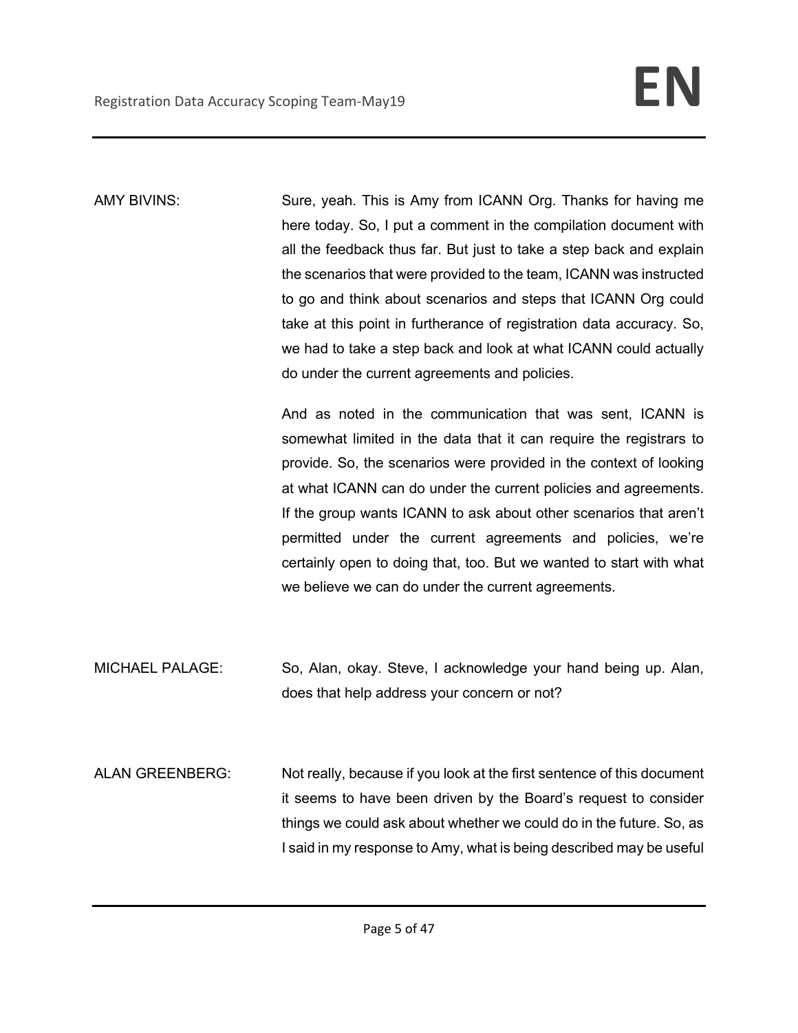AMY BIVINS: Sure, yeah. This is Amy from ICANN Org. Thanks for having me here today. So, I put a comment in the compilation document with all the feedback thus far. But just to take a step back and explain the scenarios that were provided to the team, ICANN was instructed to go and think about scenarios and steps that ICANN Org could take at this point in furtherance of registration data accuracy. So, we had to take a step back and look at what ICANN could actually do under the current agreements and policies.

And as noted in the communication that was sent, ICANN is somewhat limited in the data that it can require the registrars to provide. So, the scenarios were provided in the context of looking at what ICANN can do under the current policies and agreements. If the group wants ICANN to ask about other scenarios that aren't permitted under the current agreements and policies, we're certainly open to doing that, too. But we wanted to start with what we believe we can do under the current agreements.

MICHAEL PALAGE: So, Alan, okay. Steve, I acknowledge your hand being up. Alan, does that help address your concern or not?

ALAN GREENBERG: Not really, because if you look at the first sentence of this document it seems to have been driven by the Board's request to consider things we could ask about whether we could do in the future. So, as I said in my response to Amy, what is being described may be useful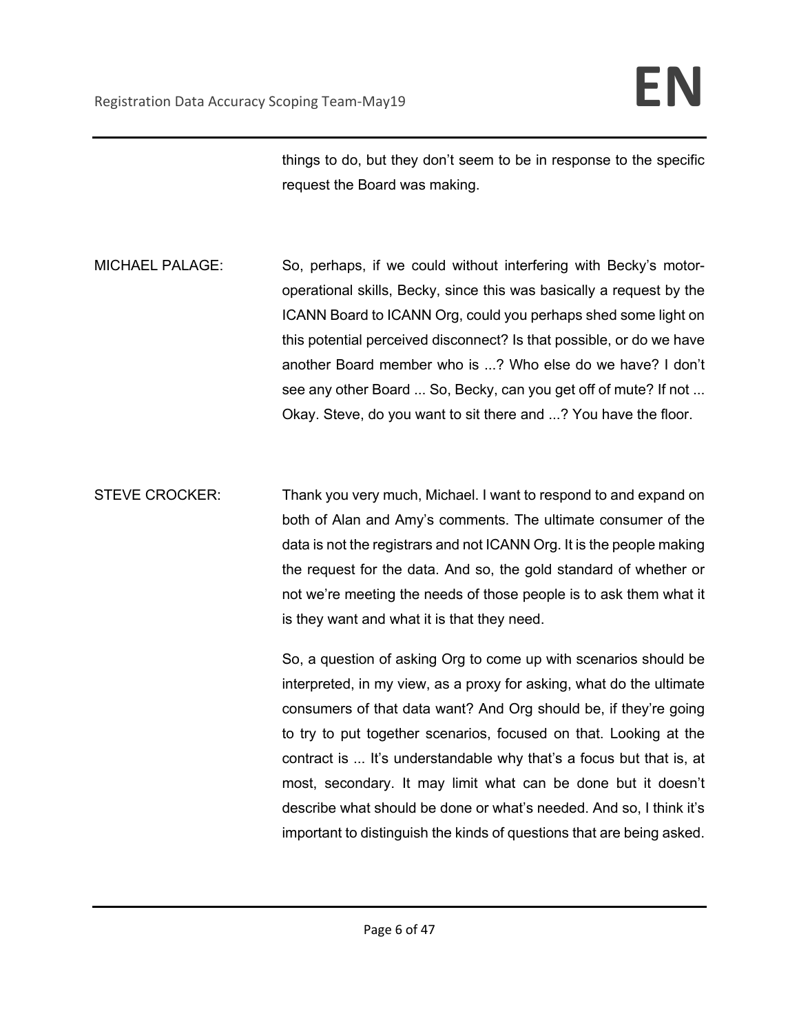things to do, but they don't seem to be in response to the specific request the Board was making.

MICHAEL PALAGE: So, perhaps, if we could without interfering with Becky's motor-operational skills, Becky, since this was basically a request by the ICANN Board to ICANN Org, could you perhaps shed some light on this potential perceived disconnect? Is that possible, or do we have another Board member who is ...? Who else do we have? I don't see any other Board ... So, Becky, can you get off of mute? If not ... Okay. Steve, do you want to sit there and ...? You have the floor.

STEVE CROCKER: Thank you very much, Michael. I want to respond to and expand on both of Alan and Amy's comments. The ultimate consumer of the data is not the registrars and not ICANN Org. It is the people making the request for the data. And so, the gold standard of whether or not we're meeting the needs of those people is to ask them what it is they want and what it is that they need.

So, a question of asking Org to come up with scenarios should be interpreted, in my view, as a proxy for asking, what do the ultimate consumers of that data want? And Org should be, if they're going to try to put together scenarios, focused on that. Looking at the contract is ... It's understandable why that's a focus but that is, at most, secondary. It may limit what can be done but it doesn't describe what should be done or what's needed. And so, I think it's important to distinguish the kinds of questions that are being asked.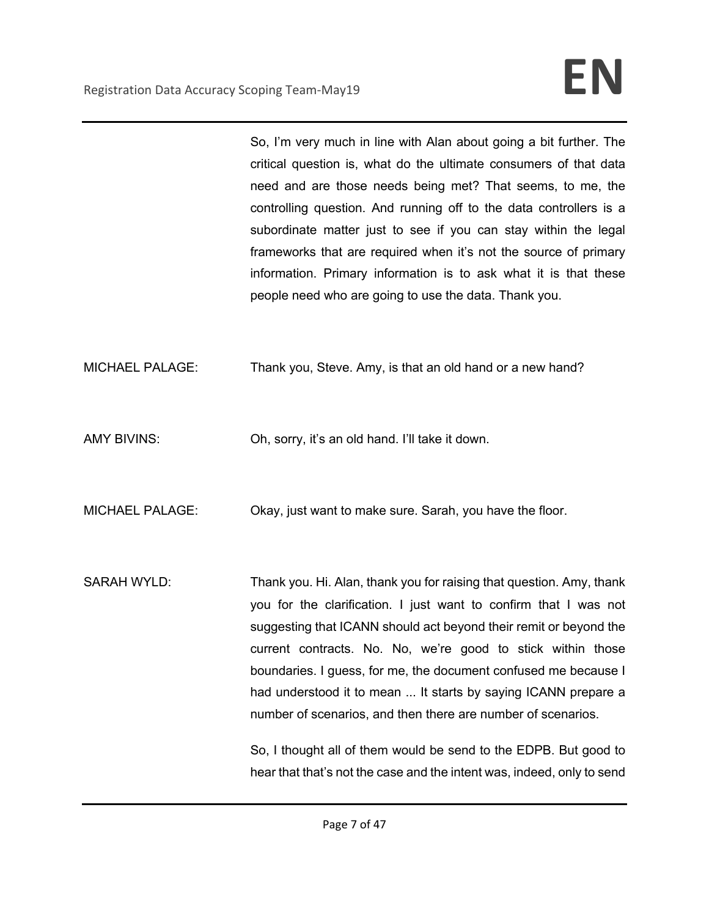So, I'm very much in line with Alan about going a bit further. The critical question is, what do the ultimate consumers of that data need and are those needs being met? That seems, to me, the controlling question. And running off to the data controllers is a subordinate matter just to see if you can stay within the legal frameworks that are required when it's not the source of primary information. Primary information is to ask what it is that these people need who are going to use the data. Thank you.

MICHAEL PALAGE: Thank you, Steve. Amy, is that an old hand or a new hand?

AMY BIVINS: Oh, sorry, it's an old hand. I'll take it down.

MICHAEL PALAGE: Okay, just want to make sure. Sarah, you have the floor.

SARAH WYLD: Thank you. Hi. Alan, thank you for raising that question. Amy, thank you for the clarification. I just want to confirm that I was not suggesting that ICANN should act beyond their remit or beyond the current contracts. No. No, we're good to stick within those boundaries. I guess, for me, the document confused me because I had understood it to mean ... It starts by saying ICANN prepare a number of scenarios, and then there are number of scenarios.

So, I thought all of them would be send to the EDPB. But good to hear that that's not the case and the intent was, indeed, only to send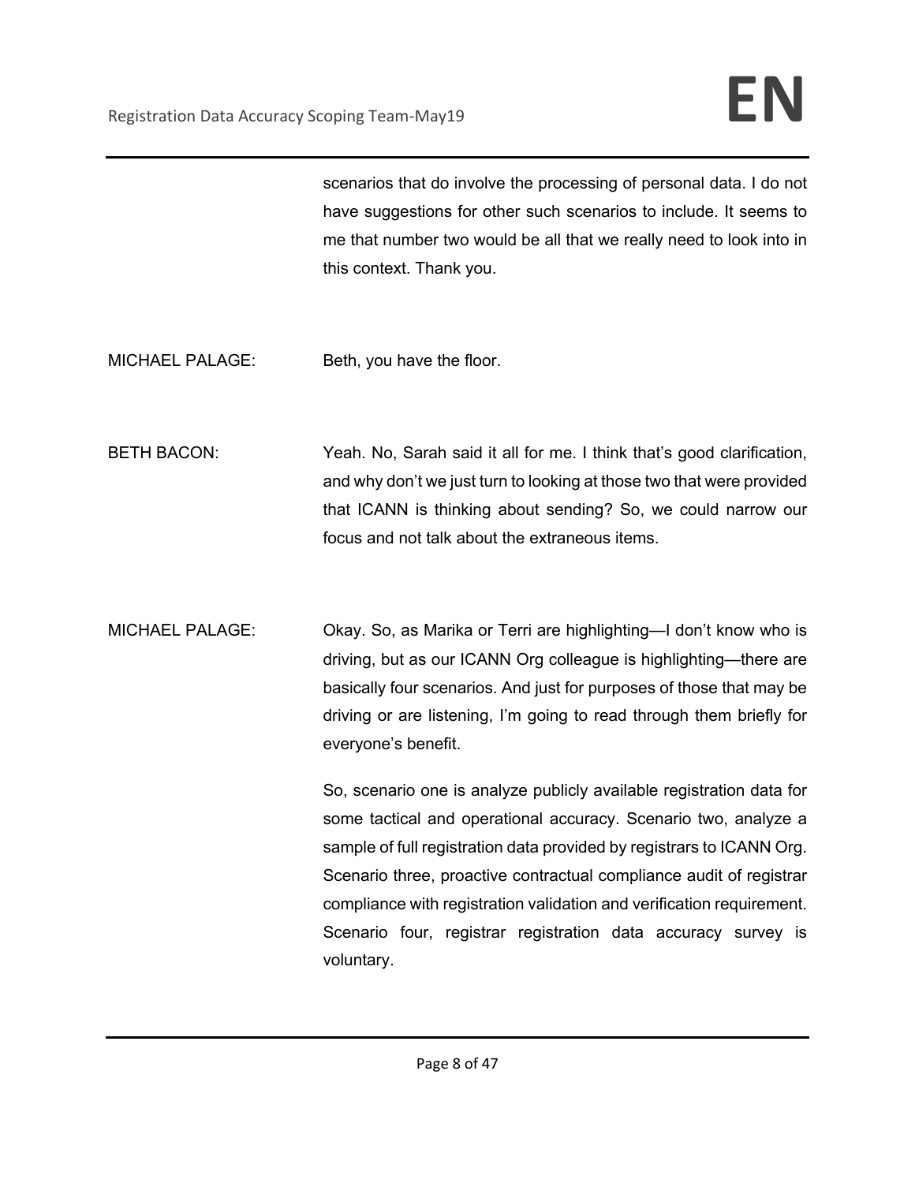scenarios that do involve the processing of personal data. I do not have suggestions for other such scenarios to include. It seems to me that number two would be all that we really need to look into in this context. Thank you.

MICHAEL PALAGE: Beth, you have the floor.

BETH BACON: Yeah. No, Sarah said it all for me. I think that's good clarification, and why don't we just turn to looking at those two that were provided that ICANN is thinking about sending? So, we could narrow our focus and not talk about the extraneous items.

MICHAEL PALAGE: Okay. So, as Marika or Terri are highlighting—I don't know who is driving, but as our ICANN Org colleague is highlighting—there are basically four scenarios. And just for purposes of those that may be driving or are listening, I'm going to read through them briefly for everyone's benefit.

So, scenario one is analyze publicly available registration data for some tactical and operational accuracy. Scenario two, analyze a sample of full registration data provided by registrars to ICANN Org. Scenario three, proactive contractual compliance audit of registrar compliance with registration validation and verification requirement. Scenario four, registrar registration data accuracy survey is voluntary.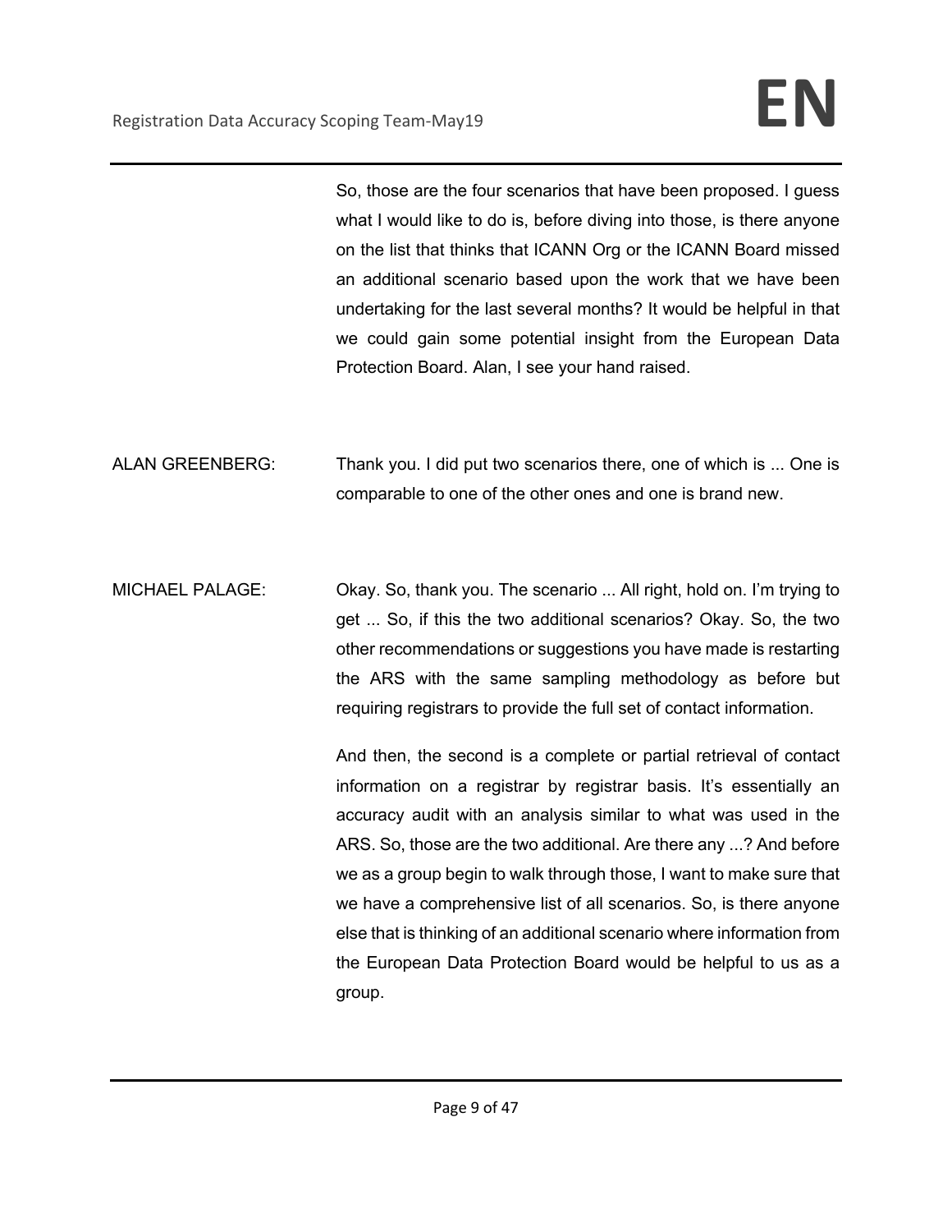So, those are the four scenarios that have been proposed. I guess what I would like to do is, before diving into those, is there anyone on the list that thinks that ICANN Org or the ICANN Board missed an additional scenario based upon the work that we have been undertaking for the last several months? It would be helpful in that we could gain some potential insight from the European Data Protection Board. Alan, I see your hand raised.

ALAN GREENBERG: Thank you. I did put two scenarios there, one of which is ... One is comparable to one of the other ones and one is brand new.

MICHAEL PALAGE: Okay. So, thank you. The scenario ... All right, hold on. I'm trying to get ... So, if this the two additional scenarios? Okay. So, the two other recommendations or suggestions you have made is restarting the ARS with the same sampling methodology as before but requiring registrars to provide the full set of contact information.

And then, the second is a complete or partial retrieval of contact information on a registrar by registrar basis. It's essentially an accuracy audit with an analysis similar to what was used in the ARS. So, those are the two additional. Are there any ...? And before we as a group begin to walk through those, I want to make sure that we have a comprehensive list of all scenarios. So, is there anyone else that is thinking of an additional scenario where information from the European Data Protection Board would be helpful to us as a group.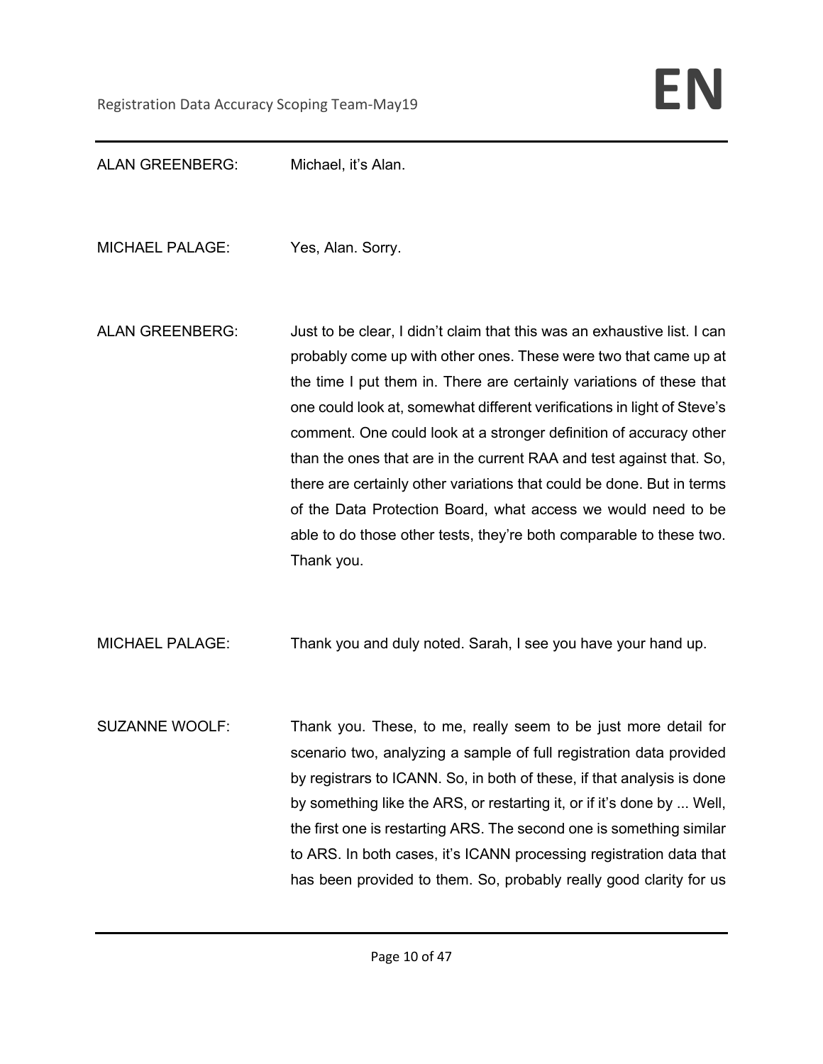ALAN GREENBERG: Michael, it's Alan.

MICHAEL PALAGE: Yes, Alan. Sorry.

ALAN GREENBERG: Just to be clear, I didn't claim that this was an exhaustive list. I can probably come up with other ones. These were two that came up at the time I put them in. There are certainly variations of these that one could look at, somewhat different verifications in light of Steve's comment. One could look at a stronger definition of accuracy other than the ones that are in the current RAA and test against that. So, there are certainly other variations that could be done. But in terms of the Data Protection Board, what access we would need to be able to do those other tests, they're both comparable to these two. Thank you.

MICHAEL PALAGE: Thank you and duly noted. Sarah, I see you have your hand up.

SUZANNE WOOLF: Thank you. These, to me, really seem to be just more detail for scenario two, analyzing a sample of full registration data provided by registrars to ICANN. So, in both of these, if that analysis is done by something like the ARS, or restarting it, or if it's done by ... Well, the first one is restarting ARS. The second one is something similar to ARS. In both cases, it's ICANN processing registration data that has been provided to them. So, probably really good clarity for us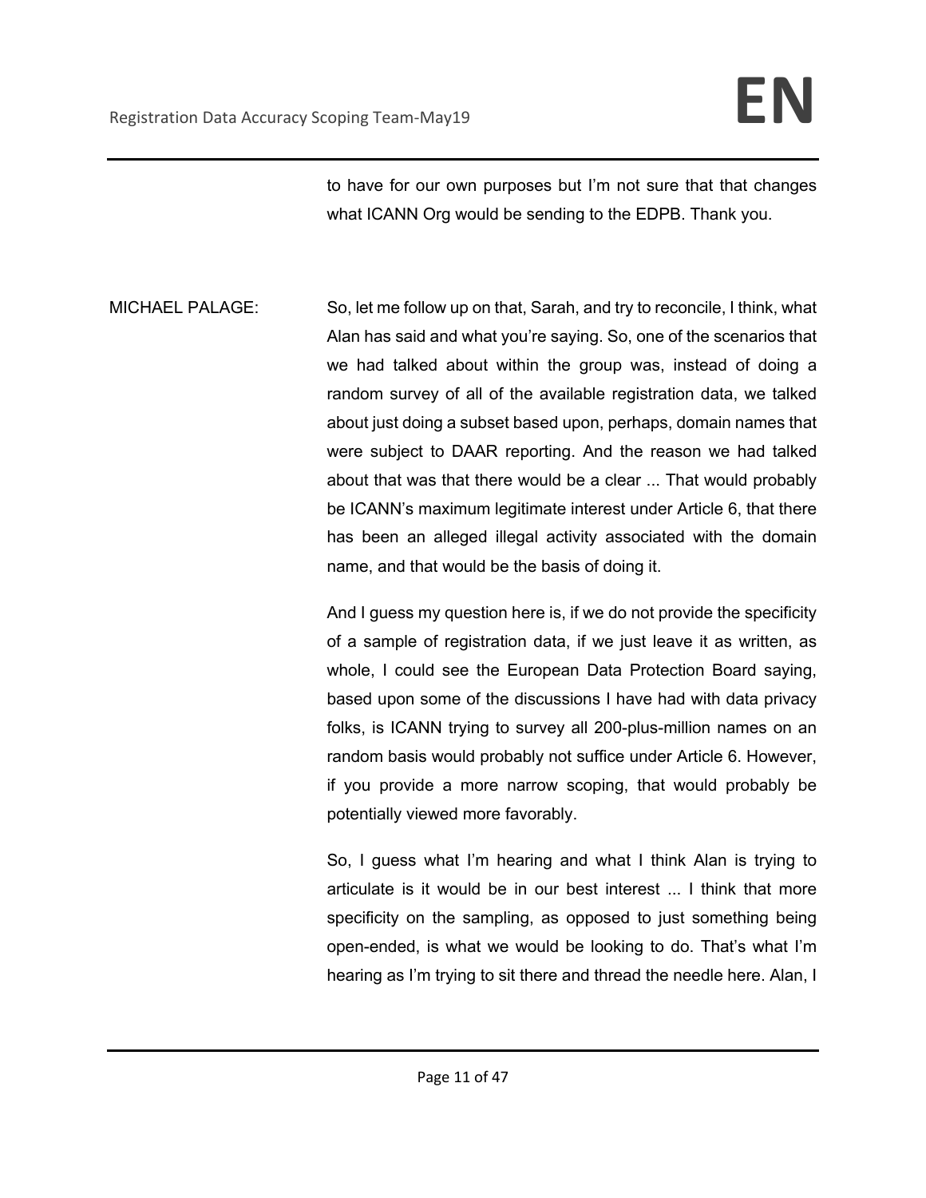to have for our own purposes but I'm not sure that that changes what ICANN Org would be sending to the EDPB. Thank you.

MICHAEL PALAGE: So, let me follow up on that, Sarah, and try to reconcile, I think, what Alan has said and what you're saying. So, one of the scenarios that we had talked about within the group was, instead of doing a random survey of all of the available registration data, we talked about just doing a subset based upon, perhaps, domain names that were subject to DAAR reporting. And the reason we had talked about that was that there would be a clear ... That would probably be ICANN's maximum legitimate interest under Article 6, that there has been an alleged illegal activity associated with the domain name, and that would be the basis of doing it.

And I guess my question here is, if we do not provide the specificity of a sample of registration data, if we just leave it as written, as whole, I could see the European Data Protection Board saying, based upon some of the discussions I have had with data privacy folks, is ICANN trying to survey all 200-plus-million names on an random basis would probably not suffice under Article 6. However, if you provide a more narrow scoping, that would probably be potentially viewed more favorably.

So, I guess what I'm hearing and what I think Alan is trying to articulate is it would be in our best interest ... I think that more specificity on the sampling, as opposed to just something being open-ended, is what we would be looking to do. That's what I'm hearing as I'm trying to sit there and thread the needle here. Alan, I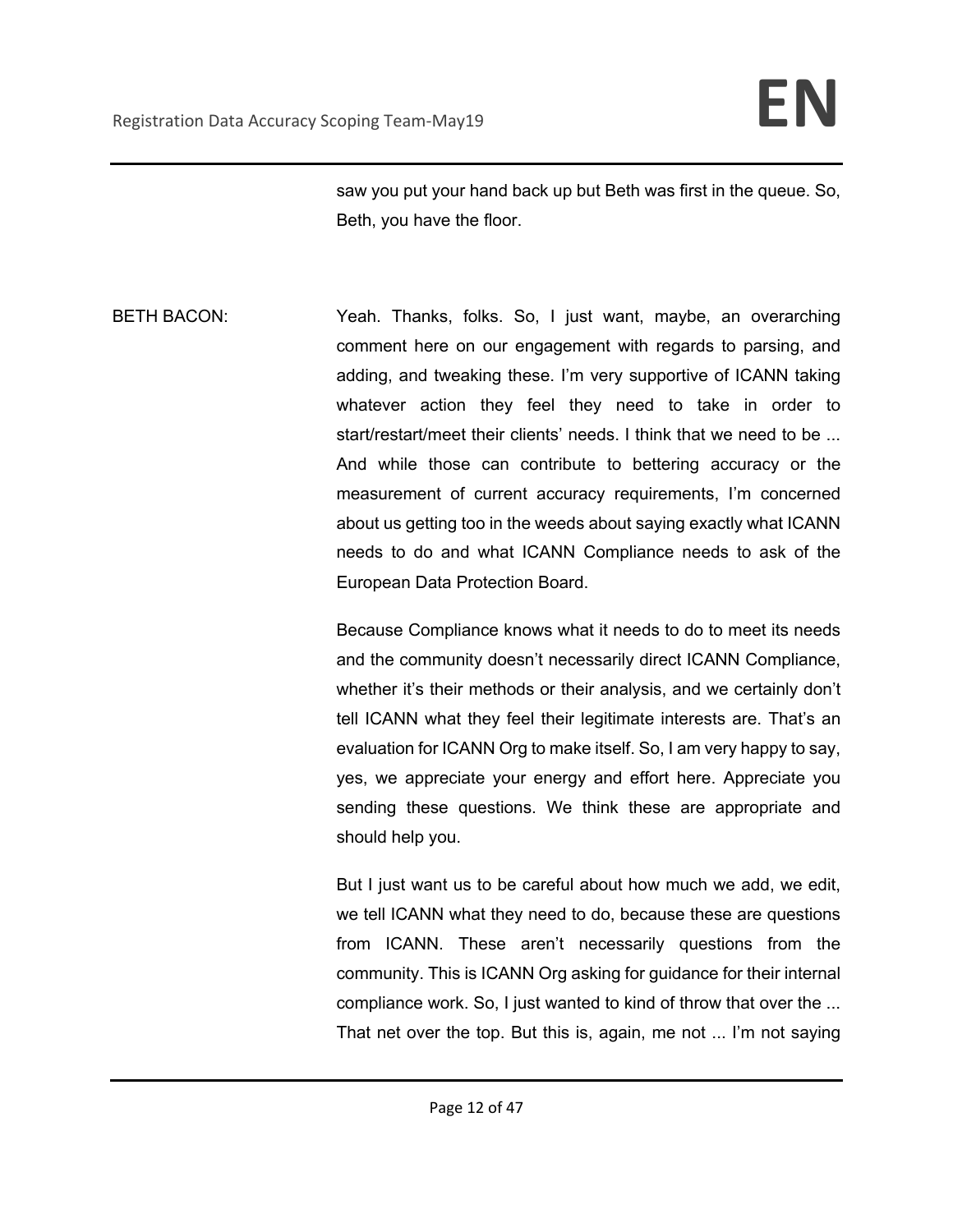saw you put your hand back up but Beth was first in the queue. So, Beth, you have the floor.

BETH BACON: Yeah. Thanks, folks. So, I just want, maybe, an overarching comment here on our engagement with regards to parsing, and adding, and tweaking these. I'm very supportive of ICANN taking whatever action they feel they need to take in order to start/restart/meet their clients' needs. I think that we need to be ... And while those can contribute to bettering accuracy or the measurement of current accuracy requirements, I'm concerned about us getting too in the weeds about saying exactly what ICANN needs to do and what ICANN Compliance needs to ask of the European Data Protection Board.

Because Compliance knows what it needs to do to meet its needs and the community doesn't necessarily direct ICANN Compliance, whether it's their methods or their analysis, and we certainly don't tell ICANN what they feel their legitimate interests are. That's an evaluation for ICANN Org to make itself. So, I am very happy to say, yes, we appreciate your energy and effort here. Appreciate you sending these questions. We think these are appropriate and should help you.

But I just want us to be careful about how much we add, we edit, we tell ICANN what they need to do, because these are questions from ICANN. These aren't necessarily questions from the community. This is ICANN Org asking for guidance for their internal compliance work. So, I just wanted to kind of throw that over the ... That net over the top. But this is, again, me not ... I'm not saying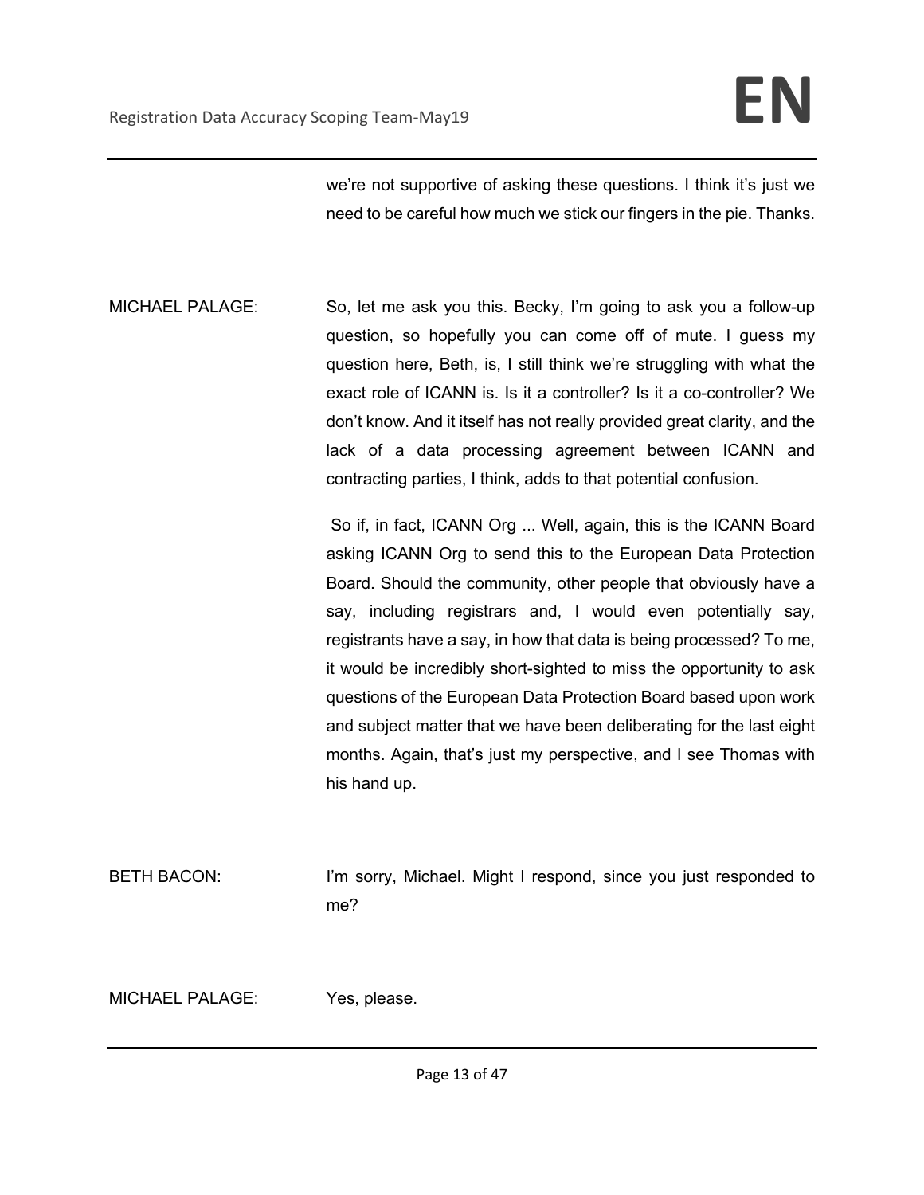we're not supportive of asking these questions. I think it's just we need to be careful how much we stick our fingers in the pie. Thanks.

MICHAEL PALAGE: So, let me ask you this. Becky, I'm going to ask you a follow-up question, so hopefully you can come off of mute. I guess my question here, Beth, is, I still think we're struggling with what the exact role of ICANN is. Is it a controller? Is it a co-controller? We don't know. And it itself has not really provided great clarity, and the lack of a data processing agreement between ICANN and contracting parties, I think, adds to that potential confusion.

So if, in fact, ICANN Org ... Well, again, this is the ICANN Board asking ICANN Org to send this to the European Data Protection Board. Should the community, other people that obviously have a say, including registrars and, I would even potentially say, registrants have a say, in how that data is being processed? To me, it would be incredibly short-sighted to miss the opportunity to ask questions of the European Data Protection Board based upon work and subject matter that we have been deliberating for the last eight months. Again, that's just my perspective, and I see Thomas with his hand up.

BETH BACON: I'm sorry, Michael. Might I respond, since you just responded to me?

MICHAEL PALAGE: Yes, please.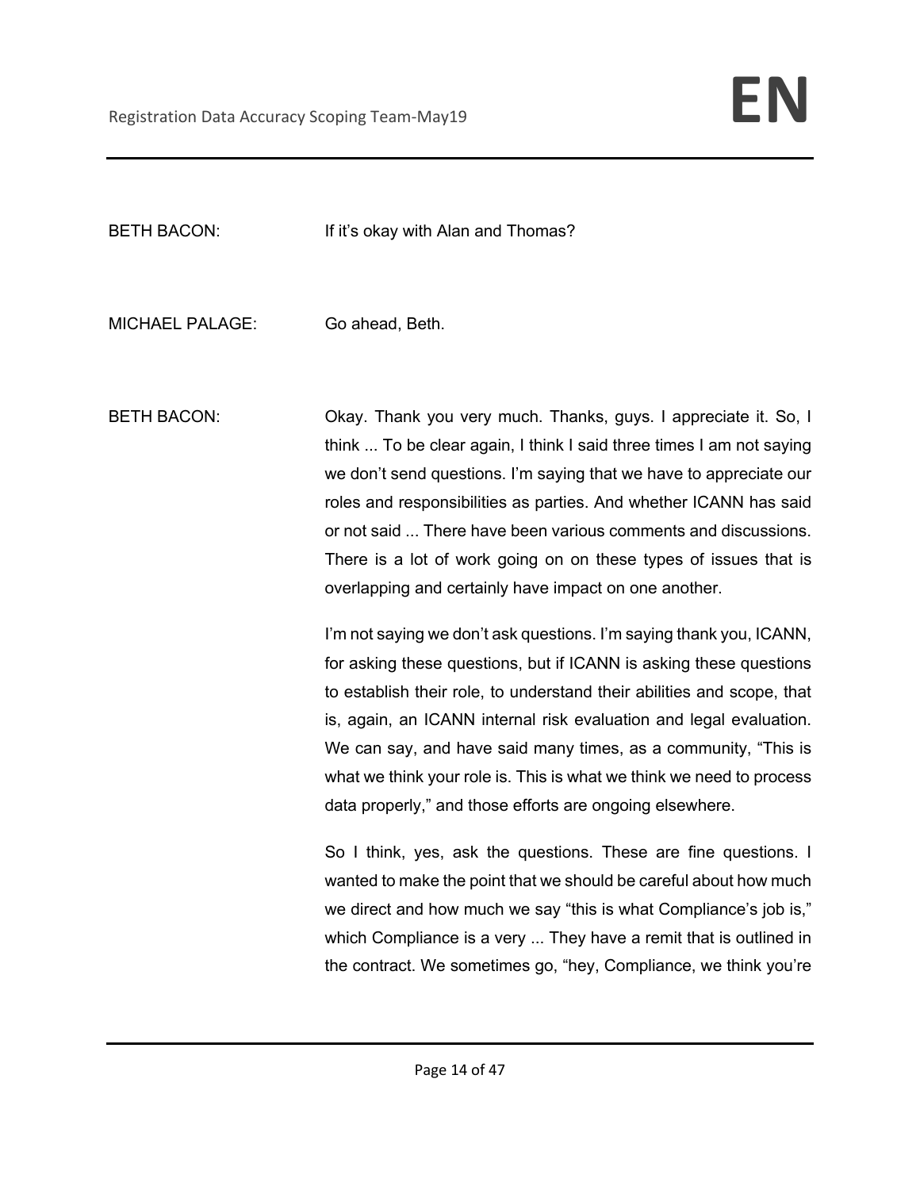BETH BACON: If it's okay with Alan and Thomas?

MICHAEL PALAGE: Go ahead, Beth.

BETH BACON: Okay. Thank you very much. Thanks, guys. I appreciate it. So, I think ... To be clear again, I think I said three times I am not saying we don't send questions. I'm saying that we have to appreciate our roles and responsibilities as parties. And whether ICANN has said or not said ... There have been various comments and discussions. There is a lot of work going on on these types of issues that is overlapping and certainly have impact on one another.

I'm not saying we don't ask questions. I'm saying thank you, ICANN, for asking these questions, but if ICANN is asking these questions to establish their role, to understand their abilities and scope, that is, again, an ICANN internal risk evaluation and legal evaluation. We can say, and have said many times, as a community, "This is what we think your role is. This is what we think we need to process data properly," and those efforts are ongoing elsewhere.

So I think, yes, ask the questions. These are fine questions. I wanted to make the point that we should be careful about how much we direct and how much we say "this is what Compliance's job is," which Compliance is a very ... They have a remit that is outlined in the contract. We sometimes go, "hey, Compliance, we think you're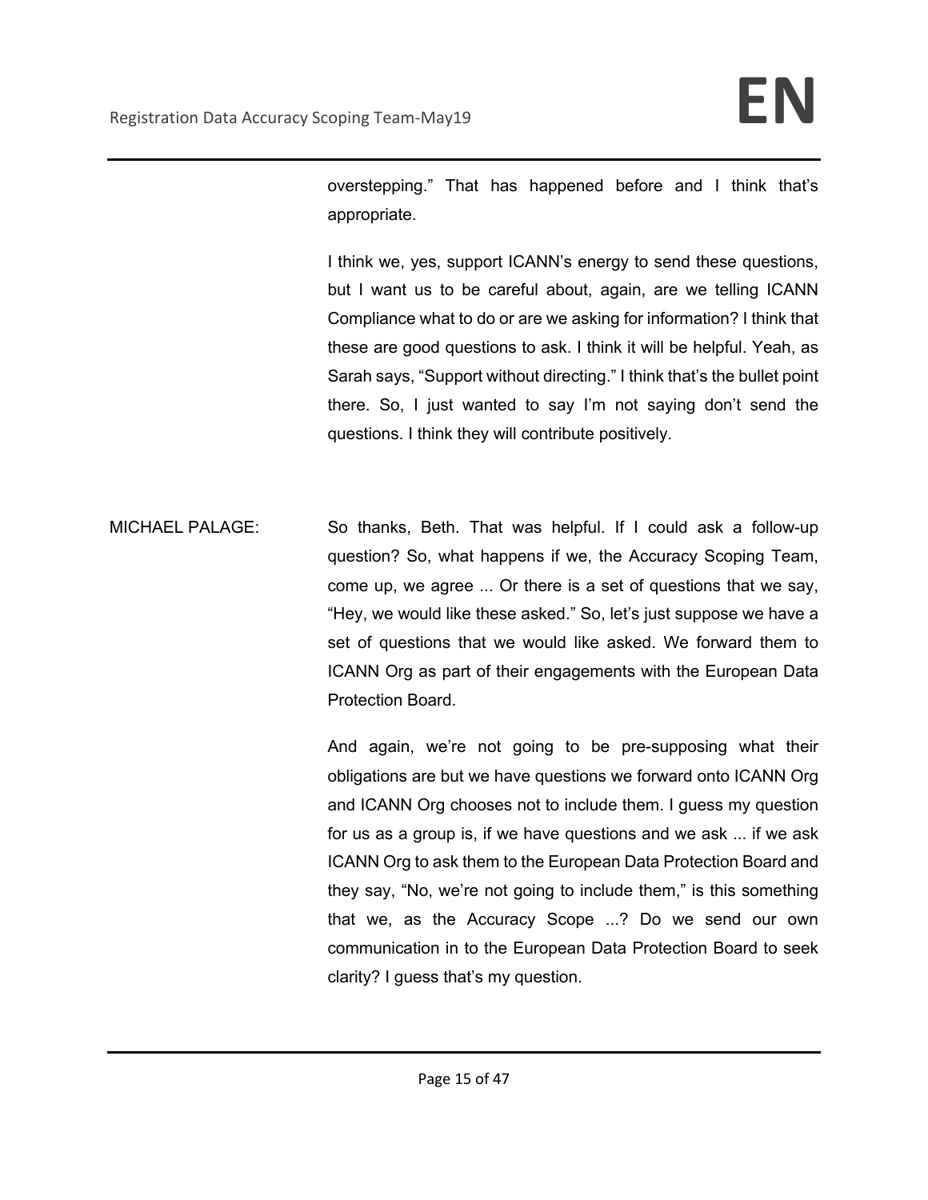overstepping." That has happened before and I think that's appropriate.

I think we, yes, support ICANN's energy to send these questions, but I want us to be careful about, again, are we telling ICANN Compliance what to do or are we asking for information? I think that these are good questions to ask. I think it will be helpful. Yeah, as Sarah says, "Support without directing." I think that's the bullet point there. So, I just wanted to say I'm not saying don't send the questions. I think they will contribute positively.

MICHAEL PALAGE: So thanks, Beth. That was helpful. If I could ask a follow-up question? So, what happens if we, the Accuracy Scoping Team, come up, we agree ... Or there is a set of questions that we say, "Hey, we would like these asked." So, let's just suppose we have a set of questions that we would like asked. We forward them to ICANN Org as part of their engagements with the European Data Protection Board.

And again, we're not going to be pre-supposing what their obligations are but we have questions we forward onto ICANN Org and ICANN Org chooses not to include them. I guess my question for us as a group is, if we have questions and we ask ... if we ask ICANN Org to ask them to the European Data Protection Board and they say, "No, we're not going to include them," is this something that we, as the Accuracy Scope ...? Do we send our own communication in to the European Data Protection Board to seek clarity? I guess that's my question.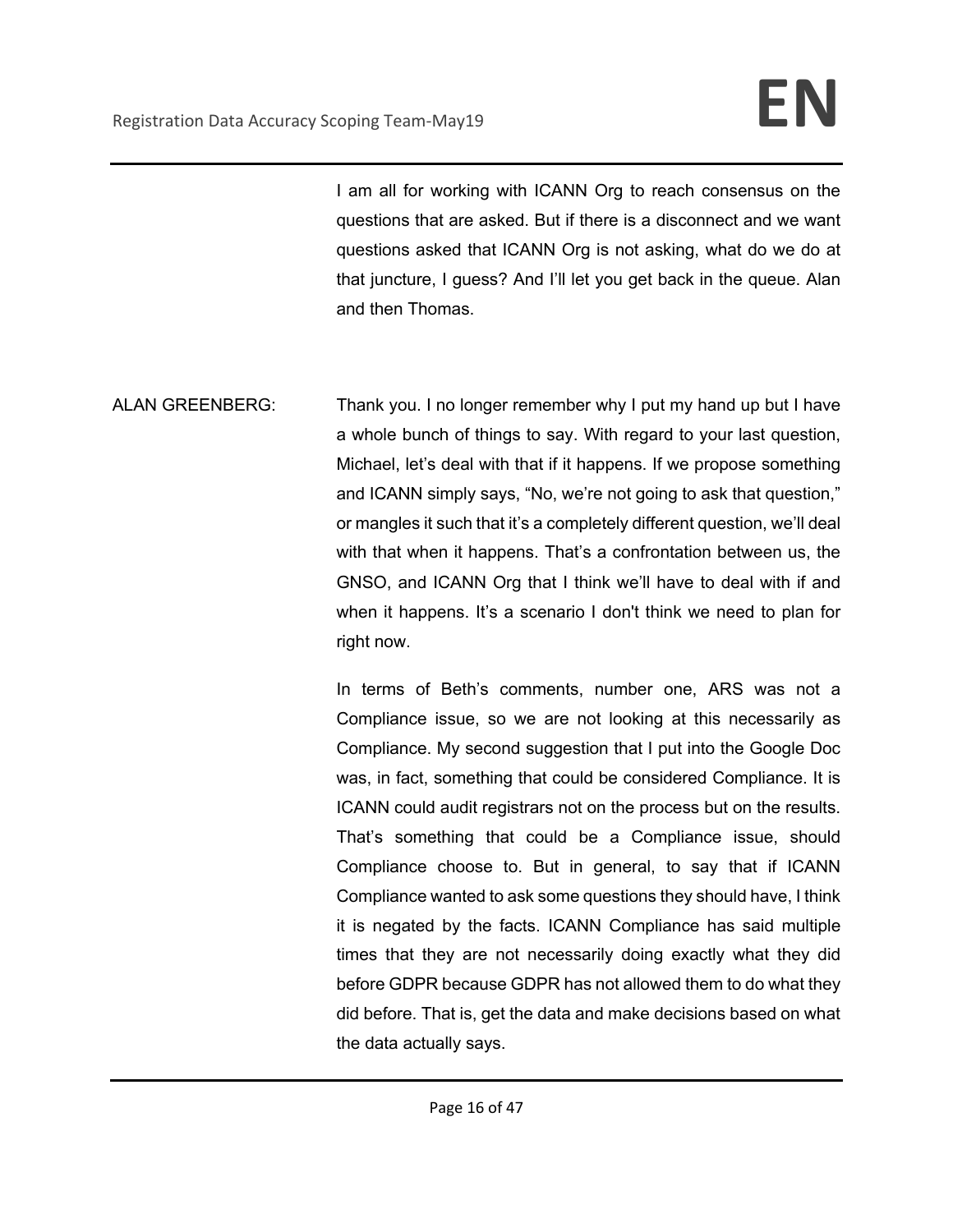I am all for working with ICANN Org to reach consensus on the questions that are asked. But if there is a disconnect and we want questions asked that ICANN Org is not asking, what do we do at that juncture, I guess? And I'll let you get back in the queue. Alan and then Thomas.

ALAN GREENBERG: Thank you. I no longer remember why I put my hand up but I have a whole bunch of things to say. With regard to your last question, Michael, let's deal with that if it happens. If we propose something and ICANN simply says, "No, we're not going to ask that question," or mangles it such that it's a completely different question, we'll deal with that when it happens. That's a confrontation between us, the GNSO, and ICANN Org that I think we'll have to deal with if and when it happens. It's a scenario I don't think we need to plan for right now.

In terms of Beth's comments, number one, ARS was not a Compliance issue, so we are not looking at this necessarily as Compliance. My second suggestion that I put into the Google Doc was, in fact, something that could be considered Compliance. It is ICANN could audit registrars not on the process but on the results. That's something that could be a Compliance issue, should Compliance choose to. But in general, to say that if ICANN Compliance wanted to ask some questions they should have, I think it is negated by the facts. ICANN Compliance has said multiple times that they are not necessarily doing exactly what they did before GDPR because GDPR has not allowed them to do what they did before. That is, get the data and make decisions based on what the data actually says.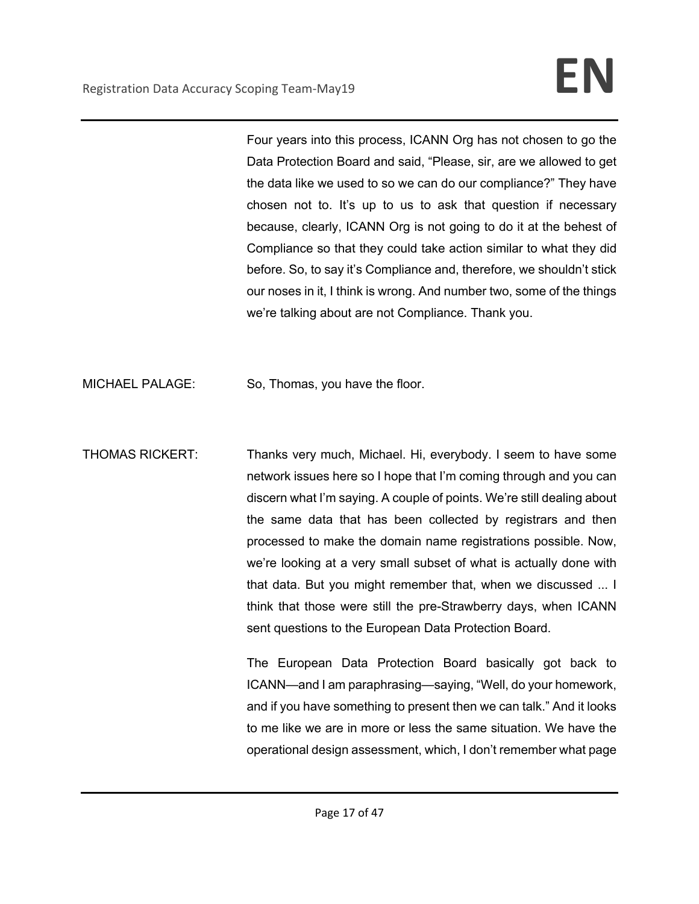Four years into this process, ICANN Org has not chosen to go the Data Protection Board and said, "Please, sir, are we allowed to get the data like we used to so we can do our compliance?" They have chosen not to. It's up to us to ask that question if necessary because, clearly, ICANN Org is not going to do it at the behest of Compliance so that they could take action similar to what they did before. So, to say it's Compliance and, therefore, we shouldn't stick our noses in it, I think is wrong. And number two, some of the things we're talking about are not Compliance. Thank you.

MICHAEL PALAGE: So, Thomas, you have the floor.

THOMAS RICKERT: Thanks very much, Michael. Hi, everybody. I seem to have some network issues here so I hope that I'm coming through and you can discern what I'm saying. A couple of points. We're still dealing about the same data that has been collected by registrars and then processed to make the domain name registrations possible. Now, we're looking at a very small subset of what is actually done with that data. But you might remember that, when we discussed ... I think that those were still the pre-Strawberry days, when ICANN sent questions to the European Data Protection Board.

The European Data Protection Board basically got back to ICANN—and I am paraphrasing—saying, "Well, do your homework, and if you have something to present then we can talk." And it looks to me like we are in more or less the same situation. We have the operational design assessment, which, I don't remember what page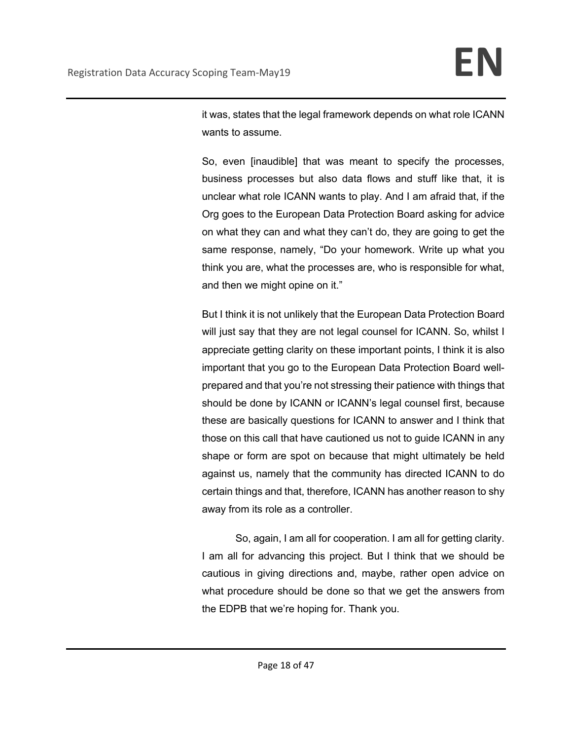it was, states that the legal framework depends on what role ICANN wants to assume.

So, even [inaudible] that was meant to specify the processes, business processes but also data flows and stuff like that, it is unclear what role ICANN wants to play. And I am afraid that, if the Org goes to the European Data Protection Board asking for advice on what they can and what they can't do, they are going to get the same response, namely, "Do your homework. Write up what you think you are, what the processes are, who is responsible for what, and then we might opine on it."

But I think it is not unlikely that the European Data Protection Board will just say that they are not legal counsel for ICANN. So, whilst I appreciate getting clarity on these important points, I think it is also important that you go to the European Data Protection Board well-prepared and that you're not stressing their patience with things that should be done by ICANN or ICANN's legal counsel first, because these are basically questions for ICANN to answer and I think that those on this call that have cautioned us not to guide ICANN in any shape or form are spot on because that might ultimately be held against us, namely that the community has directed ICANN to do certain things and that, therefore, ICANN has another reason to shy away from its role as a controller.

So, again, I am all for cooperation. I am all for getting clarity. I am all for advancing this project. But I think that we should be cautious in giving directions and, maybe, rather open advice on what procedure should be done so that we get the answers from the EDPB that we're hoping for. Thank you.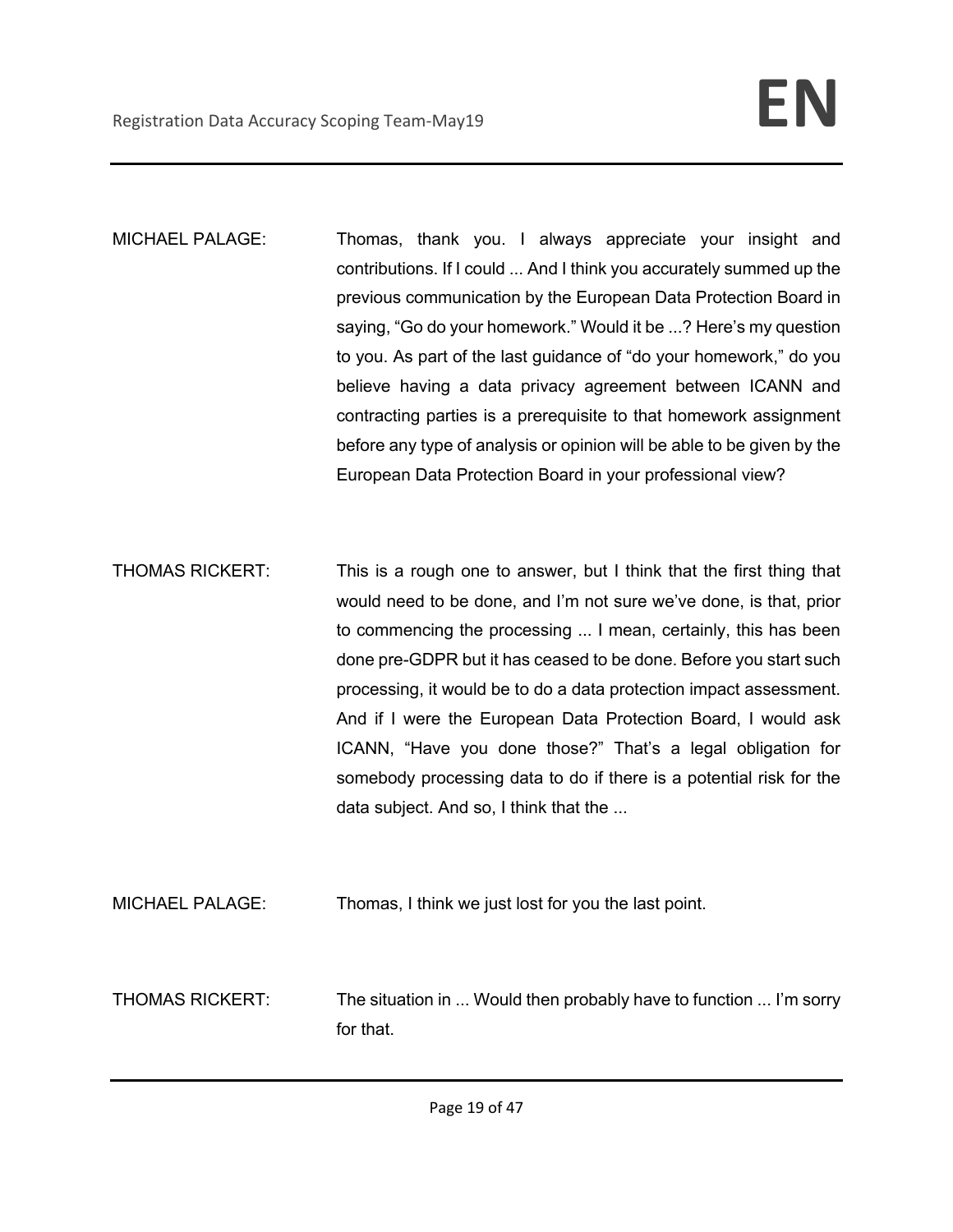MICHAEL PALAGE: Thomas, thank you. I always appreciate your insight and contributions. If I could ... And I think you accurately summed up the previous communication by the European Data Protection Board in saying, “Go do your homework.” Would it be ...? Here’s my question to you. As part of the last guidance of “do your homework,” do you believe having a data privacy agreement between ICANN and contracting parties is a prerequisite to that homework assignment before any type of analysis or opinion will be able to be given by the European Data Protection Board in your professional view?

THOMAS RICKERT: This is a rough one to answer, but I think that the first thing that would need to be done, and I’m not sure we’ve done, is that, prior to commencing the processing ... I mean, certainly, this has been done pre-GDPR but it has ceased to be done. Before you start such processing, it would be to do a data protection impact assessment. And if I were the European Data Protection Board, I would ask ICANN, “Have you done those?” That’s a legal obligation for somebody processing data to do if there is a potential risk for the data subject. And so, I think that the ...

MICHAEL PALAGE: Thomas, I think we just lost for you the last point.

THOMAS RICKERT: The situation in ... Would then probably have to function ... I’m sorry for that.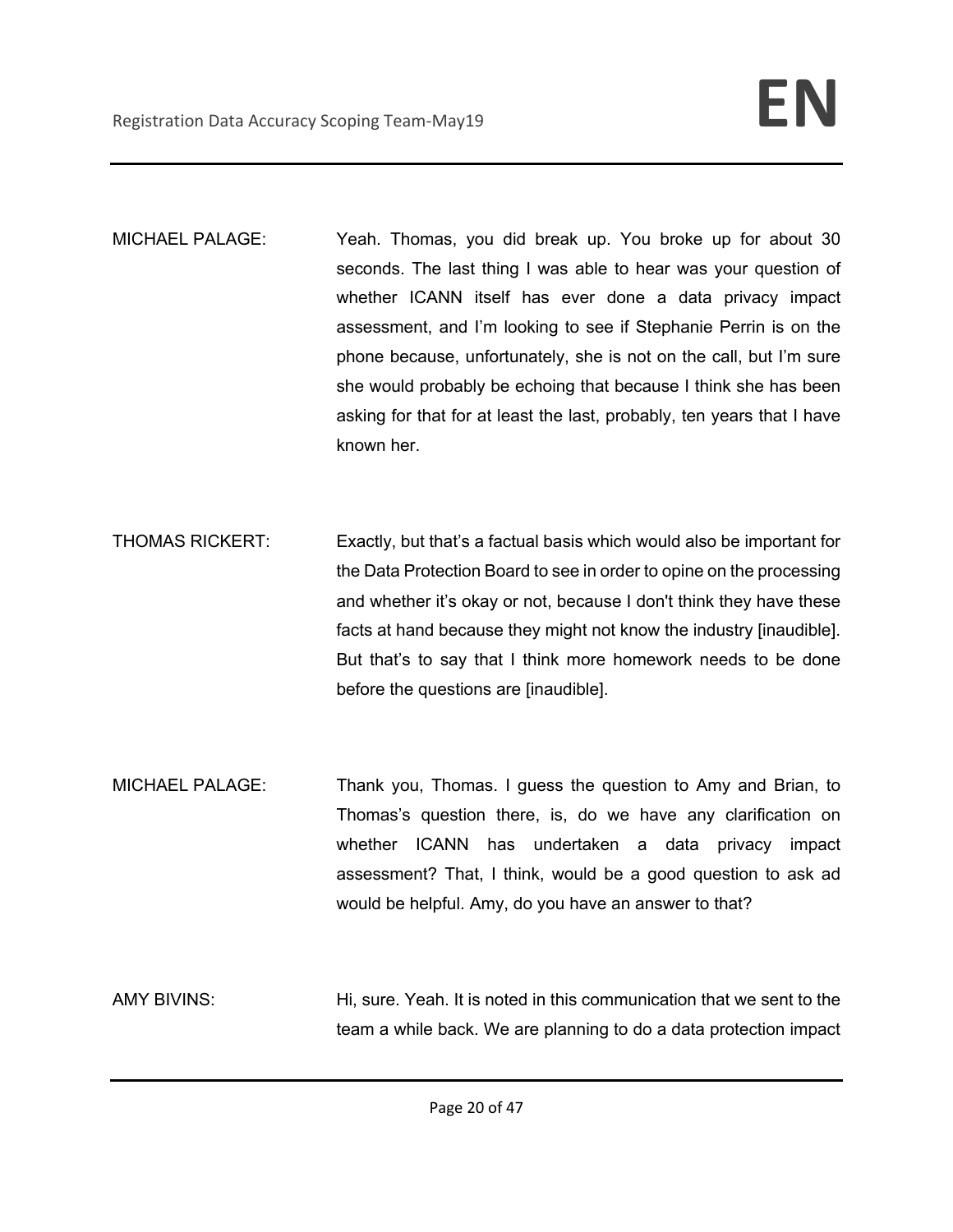MICHAEL PALAGE: Yeah. Thomas, you did break up. You broke up for about 30 seconds. The last thing I was able to hear was your question of whether ICANN itself has ever done a data privacy impact assessment, and I'm looking to see if Stephanie Perrin is on the phone because, unfortunately, she is not on the call, but I'm sure she would probably be echoing that because I think she has been asking for that for at least the last, probably, ten years that I have known her.

THOMAS RICKERT: Exactly, but that's a factual basis which would also be important for the Data Protection Board to see in order to opine on the processing and whether it's okay or not, because I don't think they have these facts at hand because they might not know the industry [inaudible]. But that's to say that I think more homework needs to be done before the questions are [inaudible].

MICHAEL PALAGE: Thank you, Thomas. I guess the question to Amy and Brian, to Thomas's question there, is, do we have any clarification on whether ICANN has undertaken a data privacy impact assessment? That, I think, would be a good question to ask ad would be helpful. Amy, do you have an answer to that?

AMY BIVINS: Hi, sure. Yeah. It is noted in this communication that we sent to the team a while back. We are planning to do a data protection impact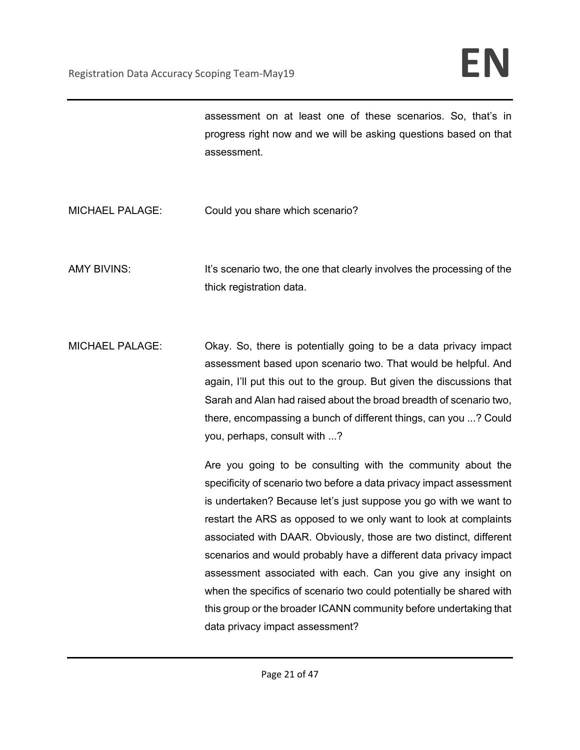assessment on at least one of these scenarios. So, that's in progress right now and we will be asking questions based on that assessment.

MICHAEL PALAGE: Could you share which scenario?

AMY BIVINS: It's scenario two, the one that clearly involves the processing of the thick registration data.

MICHAEL PALAGE: Okay. So, there is potentially going to be a data privacy impact assessment based upon scenario two. That would be helpful. And again, I'll put this out to the group. But given the discussions that Sarah and Alan had raised about the broad breadth of scenario two, there, encompassing a bunch of different things, can you ...? Could you, perhaps, consult with ...?

Are you going to be consulting with the community about the specificity of scenario two before a data privacy impact assessment is undertaken? Because let's just suppose you go with we want to restart the ARS as opposed to we only want to look at complaints associated with DAAR. Obviously, those are two distinct, different scenarios and would probably have a different data privacy impact assessment associated with each. Can you give any insight on when the specifics of scenario two could potentially be shared with this group or the broader ICANN community before undertaking that data privacy impact assessment?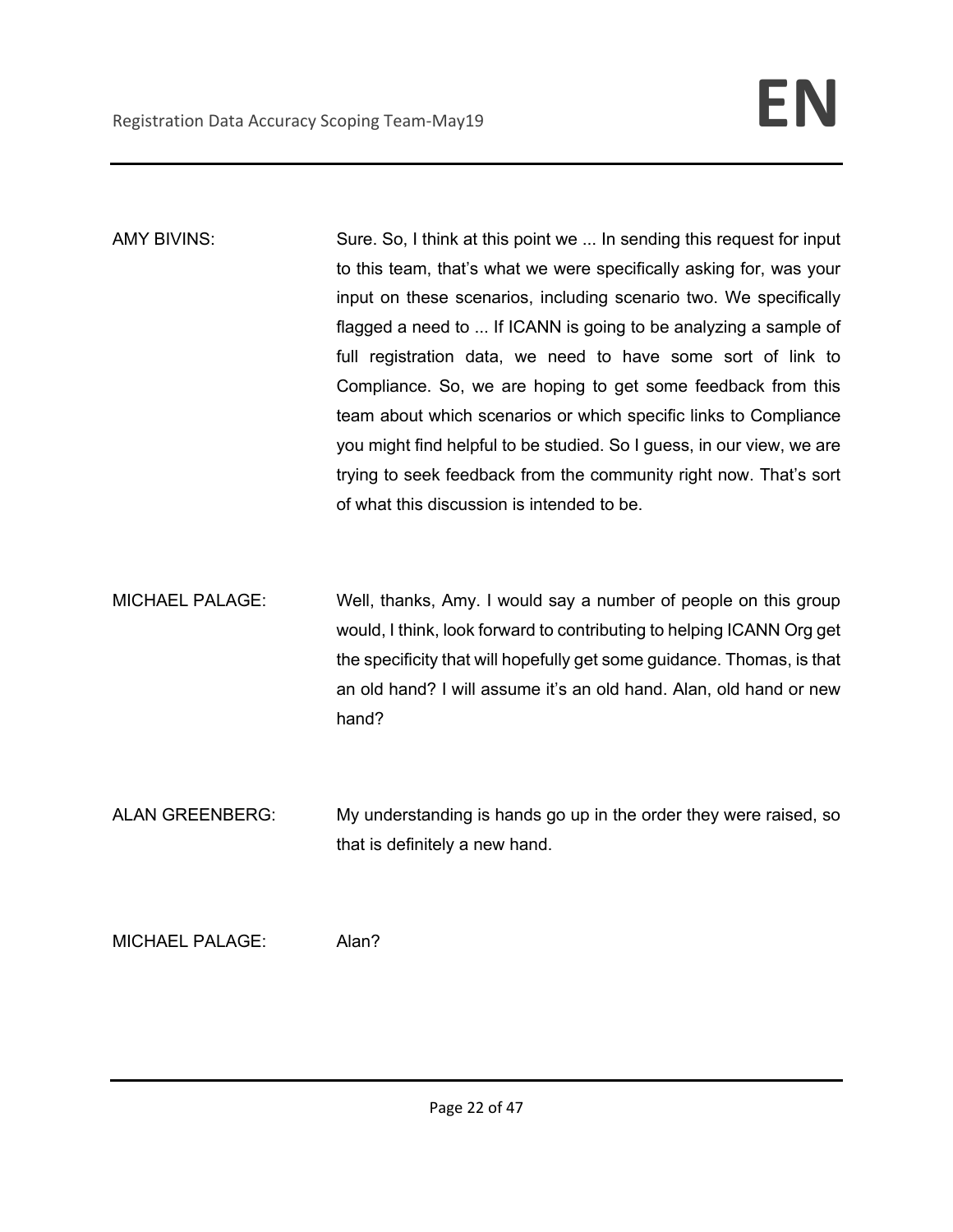AMY BIVINS: Sure. So, I think at this point we ... In sending this request for input to this team, that's what we were specifically asking for, was your input on these scenarios, including scenario two. We specifically flagged a need to ... If ICANN is going to be analyzing a sample of full registration data, we need to have some sort of link to Compliance. So, we are hoping to get some feedback from this team about which scenarios or which specific links to Compliance you might find helpful to be studied. So I guess, in our view, we are trying to seek feedback from the community right now. That's sort of what this discussion is intended to be.

MICHAEL PALAGE: Well, thanks, Amy. I would say a number of people on this group would, I think, look forward to contributing to helping ICANN Org get the specificity that will hopefully get some guidance. Thomas, is that an old hand? I will assume it's an old hand. Alan, old hand or new hand?

ALAN GREENBERG: My understanding is hands go up in the order they were raised, so that is definitely a new hand.

MICHAEL PALAGE: Alan?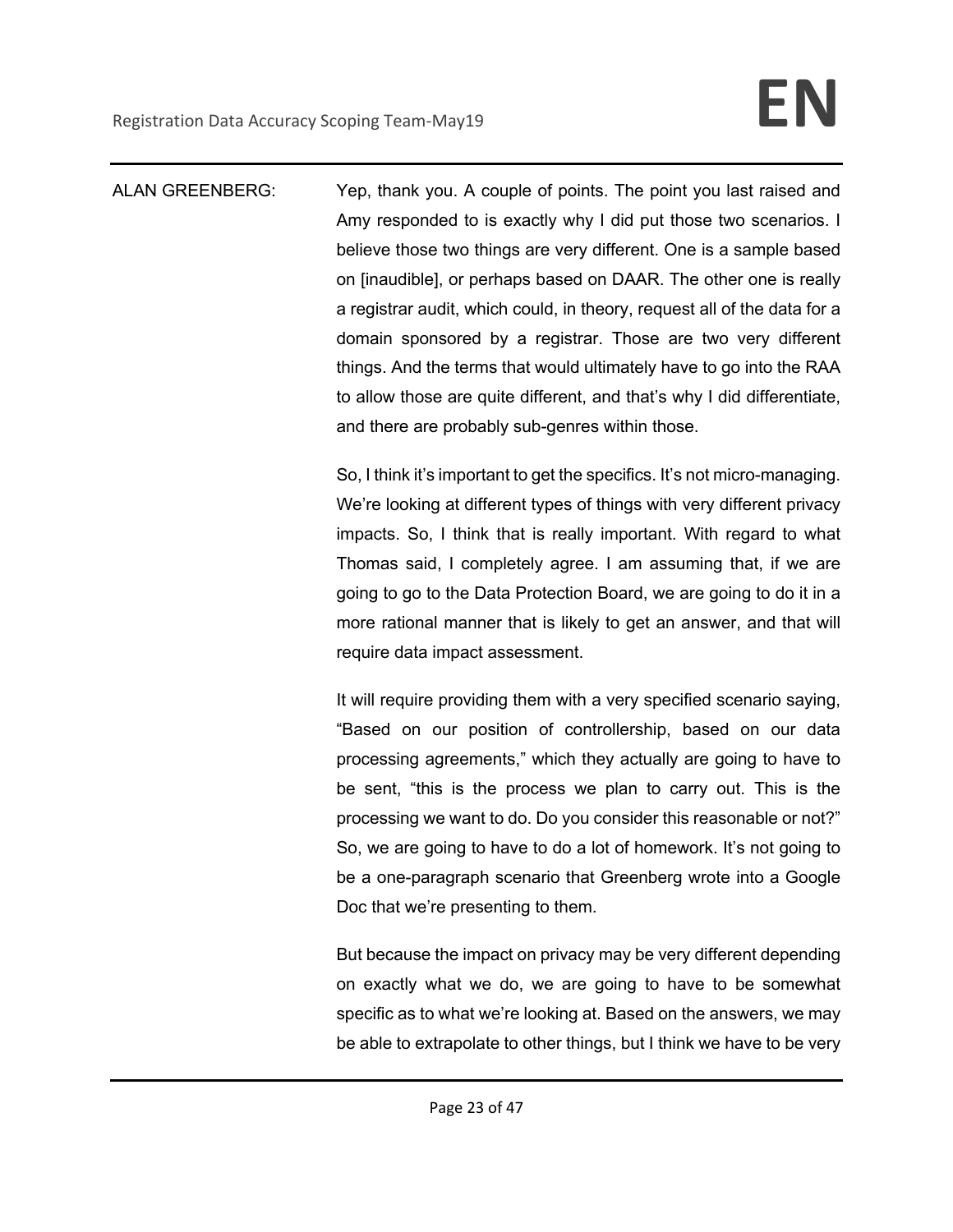ALAN GREENBERG: Yep, thank you. A couple of points. The point you last raised and Amy responded to is exactly why I did put those two scenarios. I believe those two things are very different. One is a sample based on [inaudible], or perhaps based on DAAR. The other one is really a registrar audit, which could, in theory, request all of the data for a domain sponsored by a registrar. Those are two very different things. And the terms that would ultimately have to go into the RAA to allow those are quite different, and that's why I did differentiate, and there are probably sub-genres within those.

So, I think it's important to get the specifics. It's not micro-managing. We're looking at different types of things with very different privacy impacts. So, I think that is really important. With regard to what Thomas said, I completely agree. I am assuming that, if we are going to go to the Data Protection Board, we are going to do it in a more rational manner that is likely to get an answer, and that will require data impact assessment.

It will require providing them with a very specified scenario saying, "Based on our position of controllership, based on our data processing agreements," which they actually are going to have to be sent, "this is the process we plan to carry out. This is the processing we want to do. Do you consider this reasonable or not?" So, we are going to have to do a lot of homework. It's not going to be a one-paragraph scenario that Greenberg wrote into a Google Doc that we're presenting to them.

But because the impact on privacy may be very different depending on exactly what we do, we are going to have to be somewhat specific as to what we're looking at. Based on the answers, we may be able to extrapolate to other things, but I think we have to be very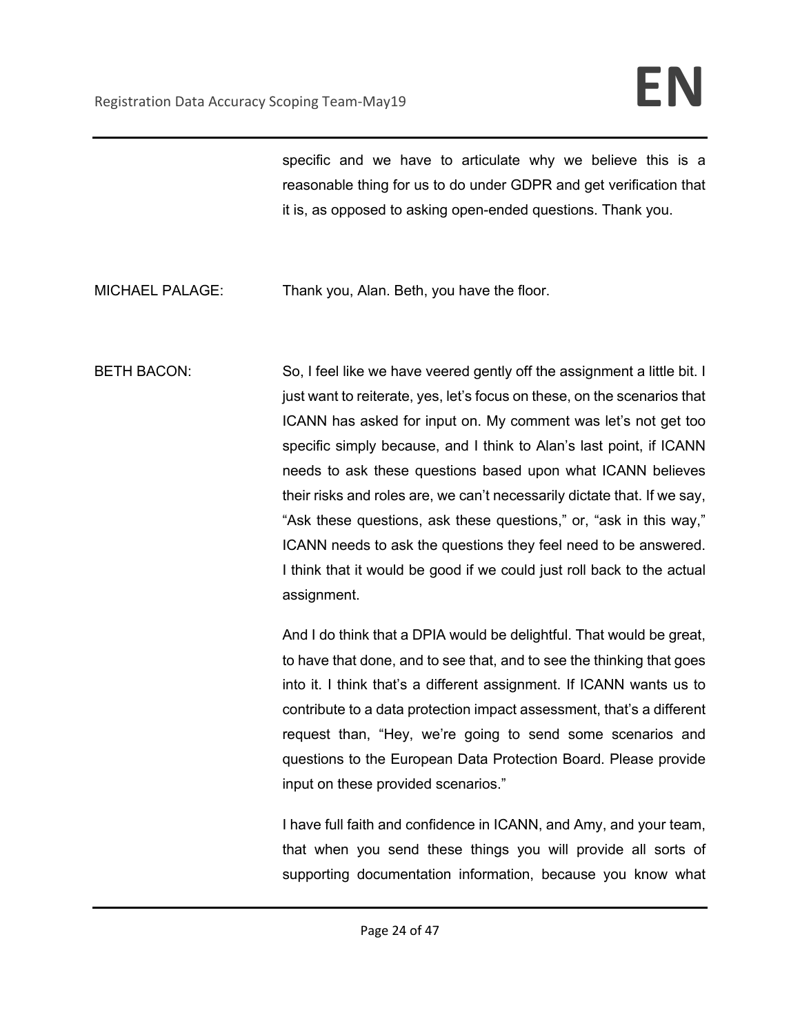specific and we have to articulate why we believe this is a reasonable thing for us to do under GDPR and get verification that it is, as opposed to asking open-ended questions. Thank you.

MICHAEL PALAGE: Thank you, Alan. Beth, you have the floor.

BETH BACON: So, I feel like we have veered gently off the assignment a little bit. I just want to reiterate, yes, let's focus on these, on the scenarios that ICANN has asked for input on. My comment was let's not get too specific simply because, and I think to Alan's last point, if ICANN needs to ask these questions based upon what ICANN believes their risks and roles are, we can't necessarily dictate that. If we say, "Ask these questions, ask these questions," or, "ask in this way," ICANN needs to ask the questions they feel need to be answered. I think that it would be good if we could just roll back to the actual assignment.

And I do think that a DPIA would be delightful. That would be great, to have that done, and to see that, and to see the thinking that goes into it. I think that's a different assignment. If ICANN wants us to contribute to a data protection impact assessment, that's a different request than, "Hey, we're going to send some scenarios and questions to the European Data Protection Board. Please provide input on these provided scenarios."

I have full faith and confidence in ICANN, and Amy, and your team, that when you send these things you will provide all sorts of supporting documentation information, because you know what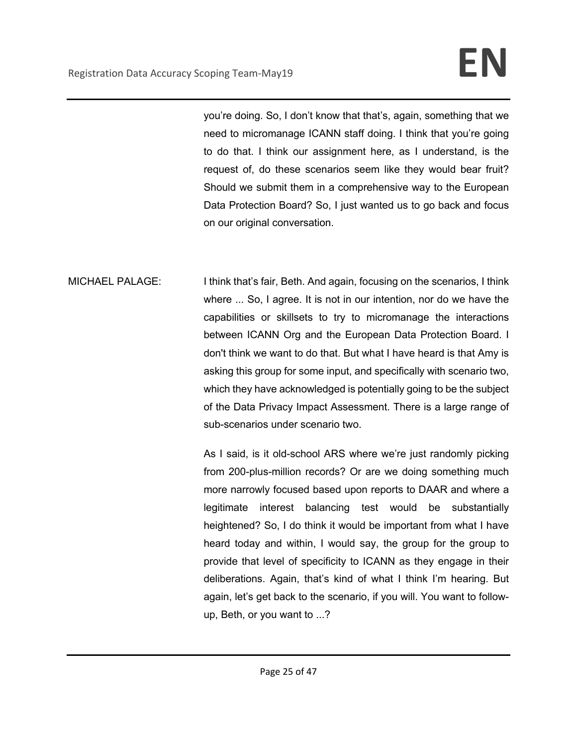you're doing. So, I don't know that that's, again, something that we need to micromanage ICANN staff doing. I think that you're going to do that. I think our assignment here, as I understand, is the request of, do these scenarios seem like they would bear fruit? Should we submit them in a comprehensive way to the European Data Protection Board? So, I just wanted us to go back and focus on our original conversation.

MICHAEL PALAGE: I think that's fair, Beth. And again, focusing on the scenarios, I think where ... So, I agree. It is not in our intention, nor do we have the capabilities or skillsets to try to micromanage the interactions between ICANN Org and the European Data Protection Board. I don't think we want to do that. But what I have heard is that Amy is asking this group for some input, and specifically with scenario two, which they have acknowledged is potentially going to be the subject of the Data Privacy Impact Assessment. There is a large range of sub-scenarios under scenario two.

As I said, is it old-school ARS where we're just randomly picking from 200-plus-million records? Or are we doing something much more narrowly focused based upon reports to DAAR and where a legitimate interest balancing test would be substantially heightened? So, I do think it would be important from what I have heard today and within, I would say, the group for the group to provide that level of specificity to ICANN as they engage in their deliberations. Again, that's kind of what I think I'm hearing. But again, let's get back to the scenario, if you will. You want to follow-up, Beth, or you want to ...?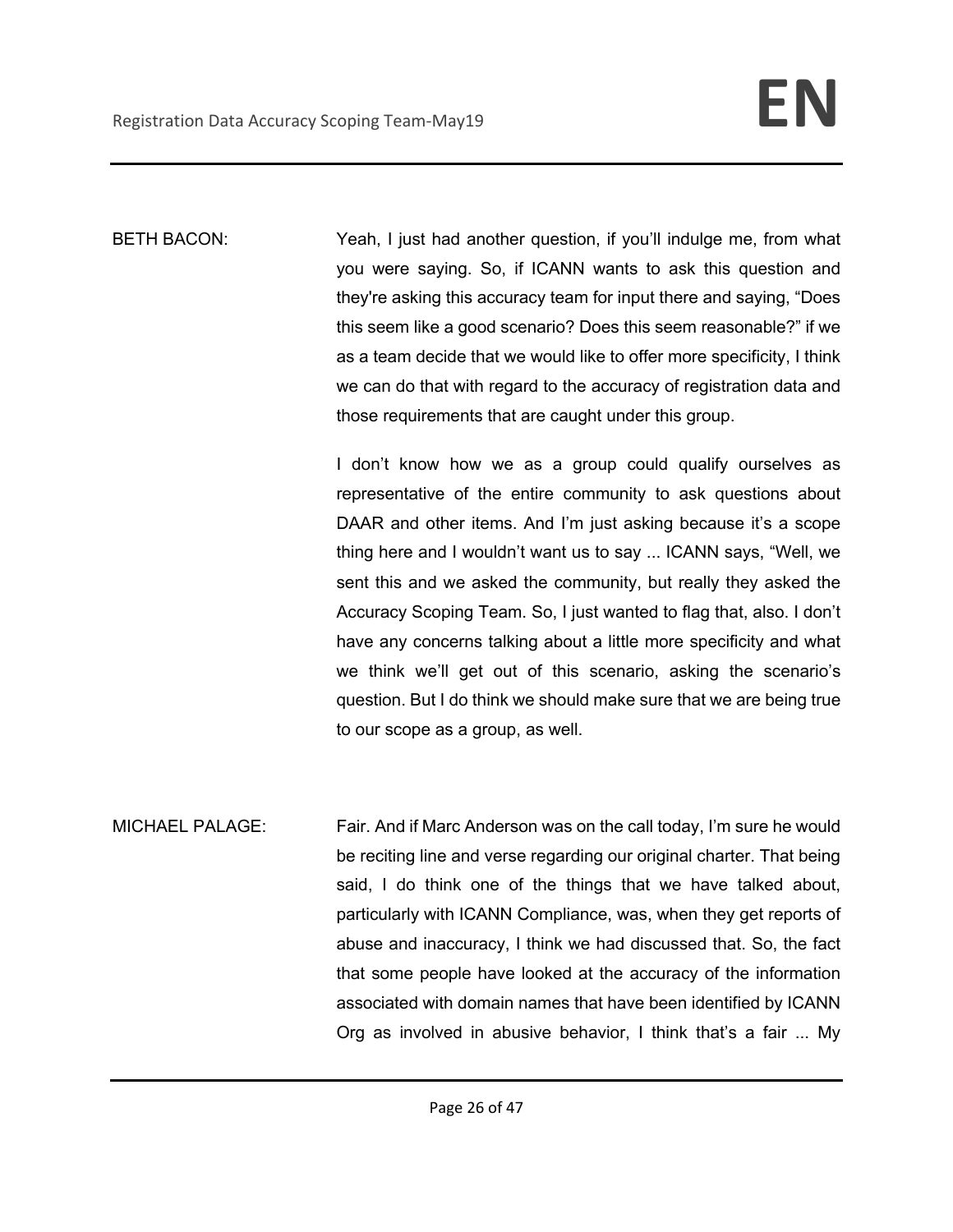BETH BACON: Yeah, I just had another question, if you'll indulge me, from what you were saying. So, if ICANN wants to ask this question and they're asking this accuracy team for input there and saying, "Does this seem like a good scenario? Does this seem reasonable?" if we as a team decide that we would like to offer more specificity, I think we can do that with regard to the accuracy of registration data and those requirements that are caught under this group.

I don't know how we as a group could qualify ourselves as representative of the entire community to ask questions about DAAR and other items. And I'm just asking because it's a scope thing here and I wouldn't want us to say ... ICANN says, "Well, we sent this and we asked the community, but really they asked the Accuracy Scoping Team. So, I just wanted to flag that, also. I don't have any concerns talking about a little more specificity and what we think we'll get out of this scenario, asking the scenario's question. But I do think we should make sure that we are being true to our scope as a group, as well.

MICHAEL PALAGE: Fair. And if Marc Anderson was on the call today, I'm sure he would be reciting line and verse regarding our original charter. That being said, I do think one of the things that we have talked about, particularly with ICANN Compliance, was, when they get reports of abuse and inaccuracy, I think we had discussed that. So, the fact that some people have looked at the accuracy of the information associated with domain names that have been identified by ICANN Org as involved in abusive behavior, I think that's a fair ... My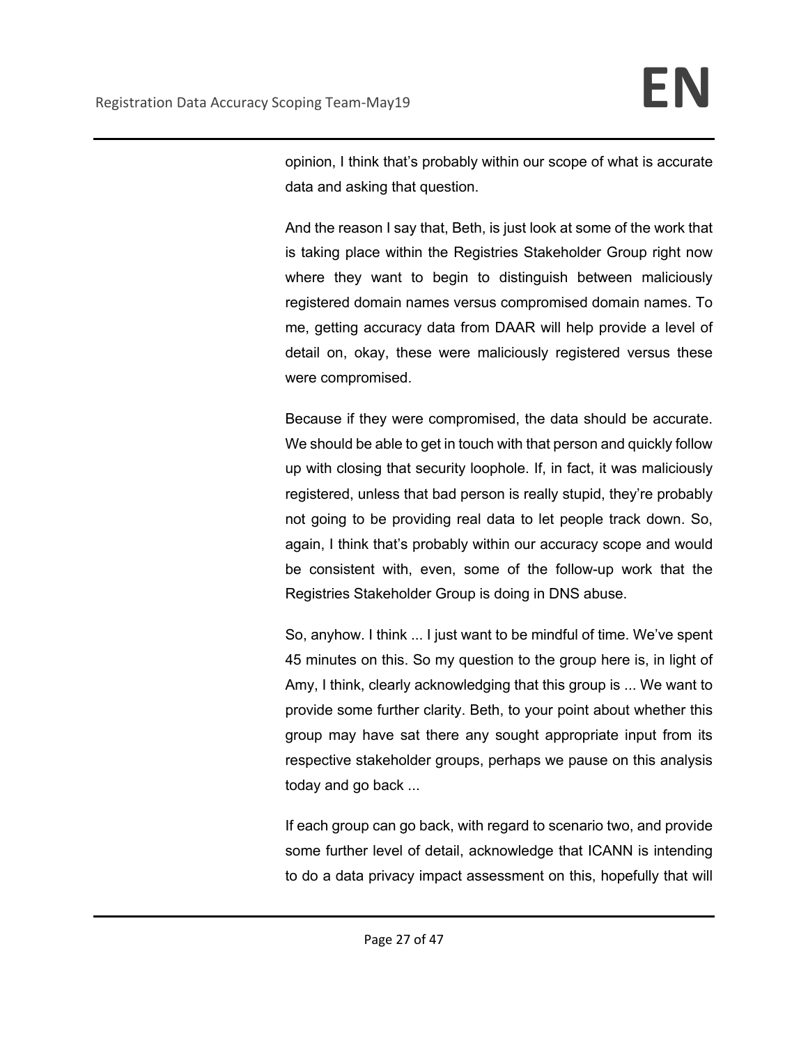opinion, I think that's probably within our scope of what is accurate data and asking that question.

And the reason I say that, Beth, is just look at some of the work that is taking place within the Registries Stakeholder Group right now where they want to begin to distinguish between maliciously registered domain names versus compromised domain names. To me, getting accuracy data from DAAR will help provide a level of detail on, okay, these were maliciously registered versus these were compromised.

Because if they were compromised, the data should be accurate. We should be able to get in touch with that person and quickly follow up with closing that security loophole. If, in fact, it was maliciously registered, unless that bad person is really stupid, they're probably not going to be providing real data to let people track down. So, again, I think that's probably within our accuracy scope and would be consistent with, even, some of the follow-up work that the Registries Stakeholder Group is doing in DNS abuse.

So, anyhow. I think ... I just want to be mindful of time. We've spent 45 minutes on this. So my question to the group here is, in light of Amy, I think, clearly acknowledging that this group is ... We want to provide some further clarity. Beth, to your point about whether this group may have sat there any sought appropriate input from its respective stakeholder groups, perhaps we pause on this analysis today and go back ...

If each group can go back, with regard to scenario two, and provide some further level of detail, acknowledge that ICANN is intending to do a data privacy impact assessment on this, hopefully that will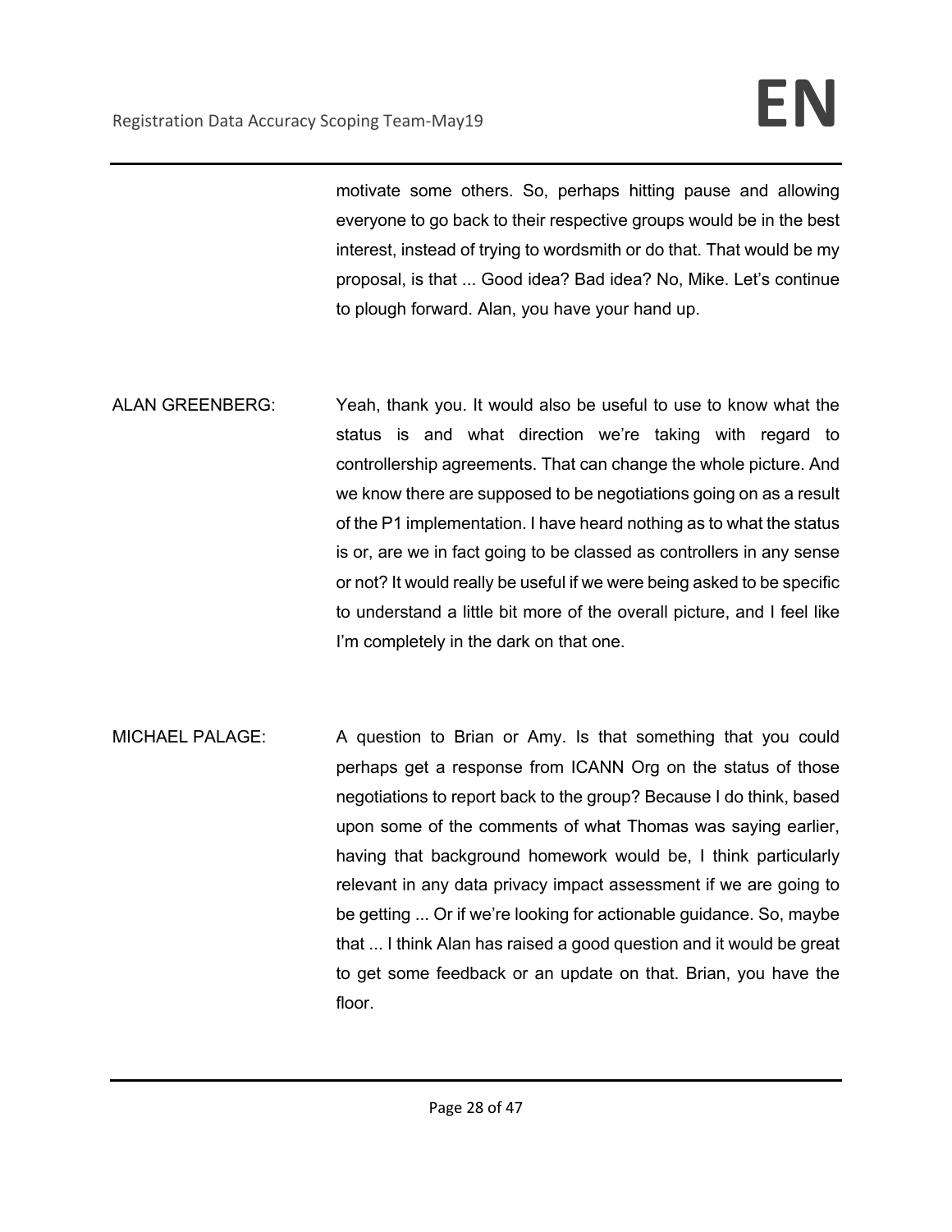motivate some others. So, perhaps hitting pause and allowing everyone to go back to their respective groups would be in the best interest, instead of trying to wordsmith or do that. That would be my proposal, is that ... Good idea? Bad idea? No, Mike. Let's continue to plough forward. Alan, you have your hand up.

ALAN GREENBERG: Yeah, thank you. It would also be useful to use to know what the status is and what direction we're taking with regard to controllership agreements. That can change the whole picture. And we know there are supposed to be negotiations going on as a result of the P1 implementation. I have heard nothing as to what the status is or, are we in fact going to be classed as controllers in any sense or not? It would really be useful if we were being asked to be specific to understand a little bit more of the overall picture, and I feel like I'm completely in the dark on that one.

MICHAEL PALAGE: A question to Brian or Amy. Is that something that you could perhaps get a response from ICANN Org on the status of those negotiations to report back to the group? Because I do think, based upon some of the comments of what Thomas was saying earlier, having that background homework would be, I think particularly relevant in any data privacy impact assessment if we are going to be getting ... Or if we're looking for actionable guidance. So, maybe that ... I think Alan has raised a good question and it would be great to get some feedback or an update on that. Brian, you have the floor.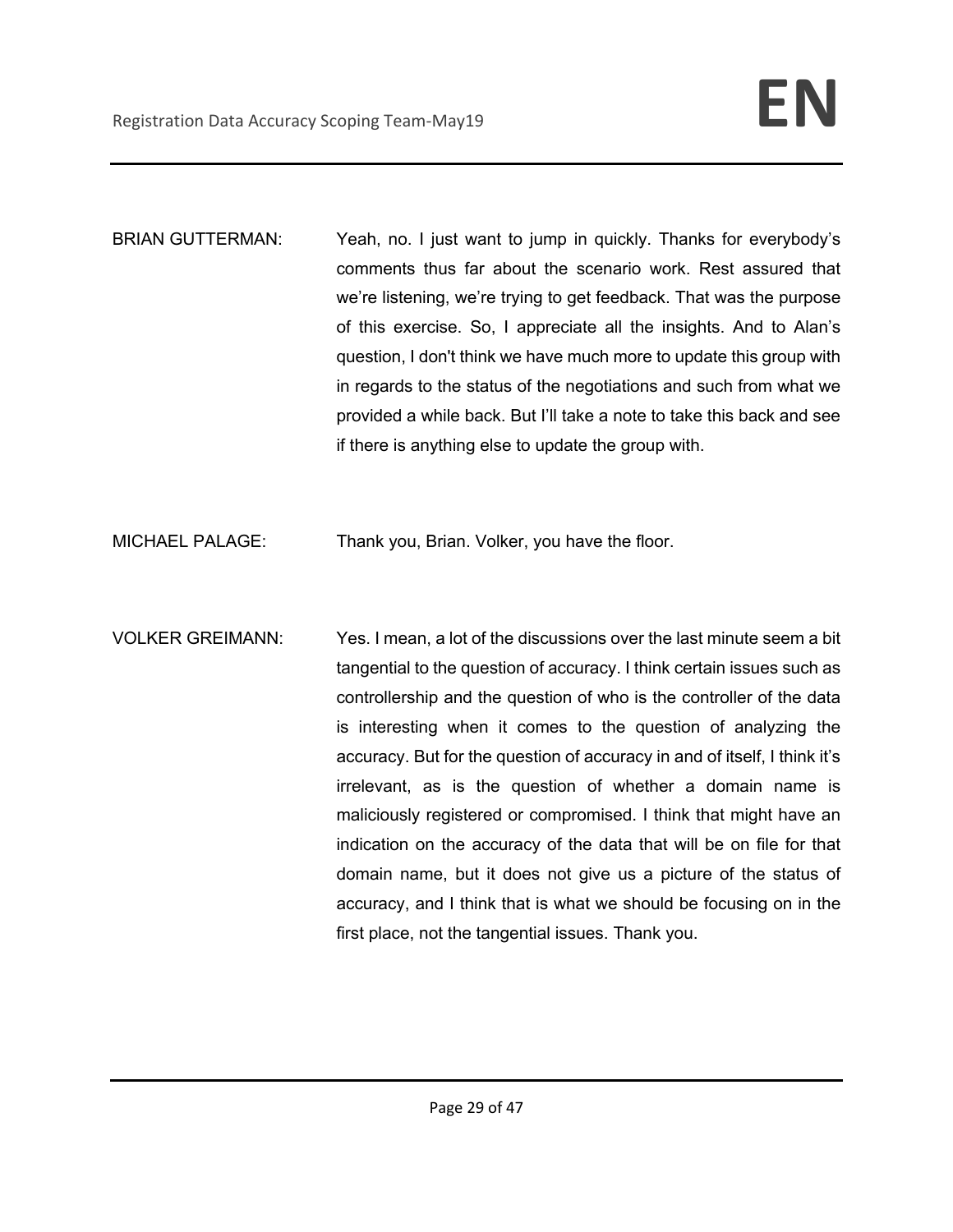BRIAN GUTTERMAN: Yeah, no. I just want to jump in quickly. Thanks for everybody's comments thus far about the scenario work. Rest assured that we're listening, we're trying to get feedback. That was the purpose of this exercise. So, I appreciate all the insights. And to Alan's question, I don't think we have much more to update this group with in regards to the status of the negotiations and such from what we provided a while back. But I'll take a note to take this back and see if there is anything else to update the group with.

MICHAEL PALAGE: Thank you, Brian. Volker, you have the floor.

VOLKER GREIMANN: Yes. I mean, a lot of the discussions over the last minute seem a bit tangential to the question of accuracy. I think certain issues such as controllership and the question of who is the controller of the data is interesting when it comes to the question of analyzing the accuracy. But for the question of accuracy in and of itself, I think it's irrelevant, as is the question of whether a domain name is maliciously registered or compromised. I think that might have an indication on the accuracy of the data that will be on file for that domain name, but it does not give us a picture of the status of accuracy, and I think that is what we should be focusing on in the first place, not the tangential issues. Thank you.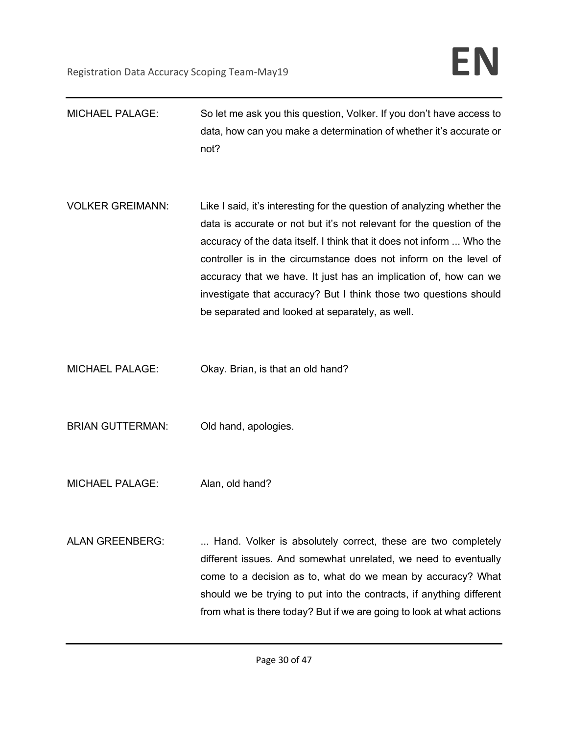MICHAEL PALAGE: So let me ask you this question, Volker. If you don't have access to data, how can you make a determination of whether it's accurate or not?

VOLKER GREIMANN: Like I said, it's interesting for the question of analyzing whether the data is accurate or not but it's not relevant for the question of the accuracy of the data itself. I think that it does not inform ... Who the controller is in the circumstance does not inform on the level of accuracy that we have. It just has an implication of, how can we investigate that accuracy? But I think those two questions should be separated and looked at separately, as well.

MICHAEL PALAGE: Okay. Brian, is that an old hand?

BRIAN GUTTERMAN: Old hand, apologies.

MICHAEL PALAGE: Alan, old hand?

ALAN GREENBERG: ... Hand. Volker is absolutely correct, these are two completely different issues. And somewhat unrelated, we need to eventually come to a decision as to, what do we mean by accuracy? What should we be trying to put into the contracts, if anything different from what is there today? But if we are going to look at what actions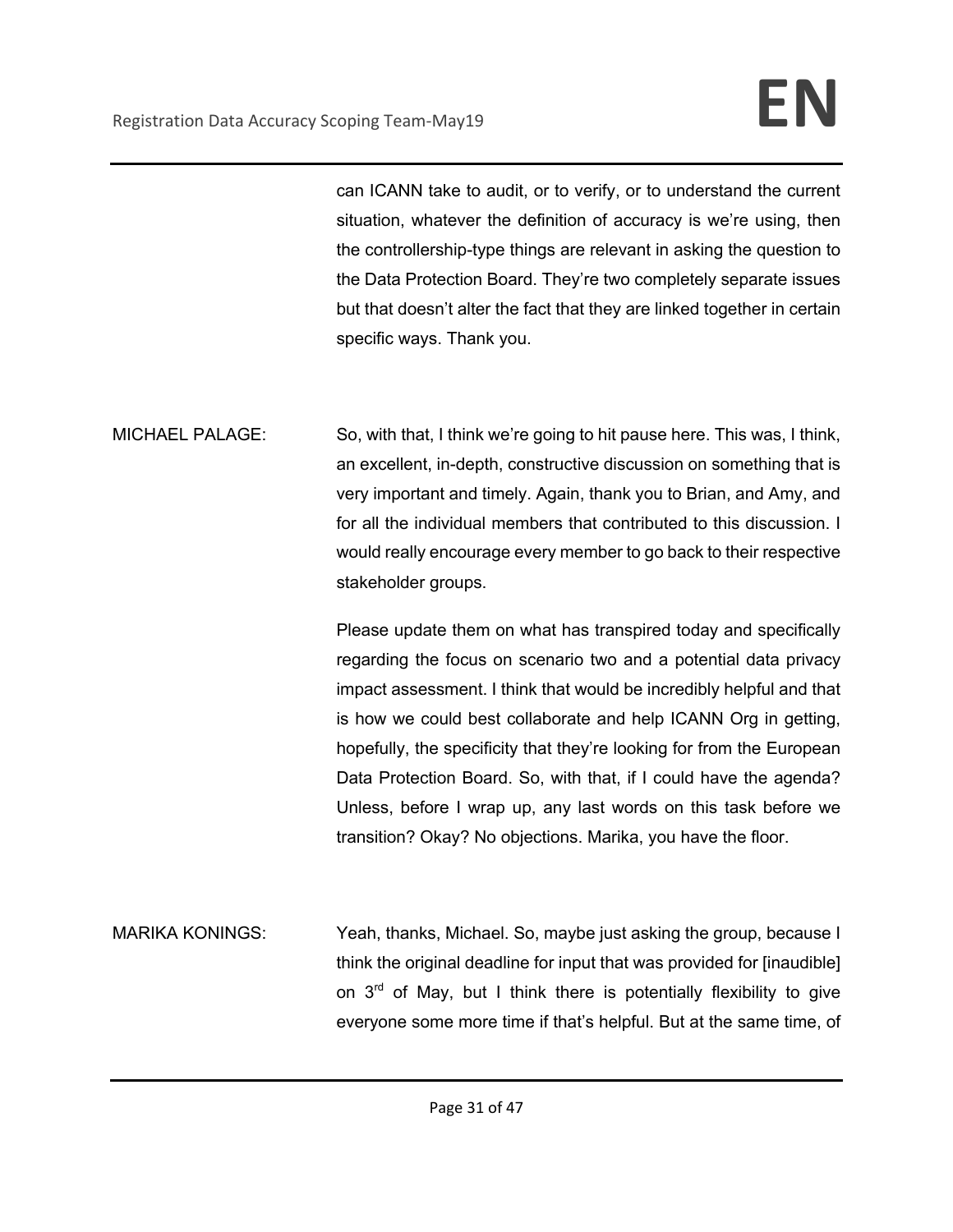can ICANN take to audit, or to verify, or to understand the current situation, whatever the definition of accuracy is we're using, then the controllership-type things are relevant in asking the question to the Data Protection Board. They're two completely separate issues but that doesn't alter the fact that they are linked together in certain specific ways. Thank you.

MICHAEL PALAGE: So, with that, I think we're going to hit pause here. This was, I think, an excellent, in-depth, constructive discussion on something that is very important and timely. Again, thank you to Brian, and Amy, and for all the individual members that contributed to this discussion. I would really encourage every member to go back to their respective stakeholder groups.

Please update them on what has transpired today and specifically regarding the focus on scenario two and a potential data privacy impact assessment. I think that would be incredibly helpful and that is how we could best collaborate and help ICANN Org in getting, hopefully, the specificity that they're looking for from the European Data Protection Board. So, with that, if I could have the agenda? Unless, before I wrap up, any last words on this task before we transition? Okay? No objections. Marika, you have the floor.

MARIKA KONINGS: Yeah, thanks, Michael. So, maybe just asking the group, because I think the original deadline for input that was provided for [inaudible] on 3rd of May, but I think there is potentially flexibility to give everyone some more time if that's helpful. But at the same time, of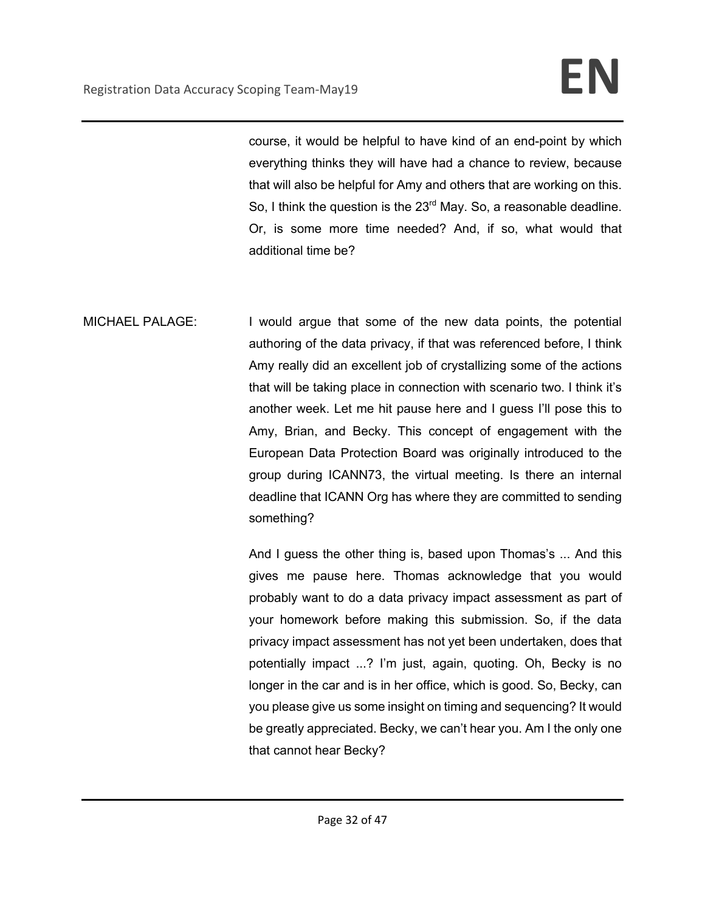course, it would be helpful to have kind of an end-point by which everything thinks they will have had a chance to review, because that will also be helpful for Amy and others that are working on this. So, I think the question is the 23rd May. So, a reasonable deadline. Or, is some more time needed? And, if so, what would that additional time be?

MICHAEL PALAGE: I would argue that some of the new data points, the potential authoring of the data privacy, if that was referenced before, I think Amy really did an excellent job of crystallizing some of the actions that will be taking place in connection with scenario two. I think it's another week. Let me hit pause here and I guess I'll pose this to Amy, Brian, and Becky. This concept of engagement with the European Data Protection Board was originally introduced to the group during ICANN73, the virtual meeting. Is there an internal deadline that ICANN Org has where they are committed to sending something?

And I guess the other thing is, based upon Thomas's ... And this gives me pause here. Thomas acknowledge that you would probably want to do a data privacy impact assessment as part of your homework before making this submission. So, if the data privacy impact assessment has not yet been undertaken, does that potentially impact ...? I'm just, again, quoting. Oh, Becky is no longer in the car and is in her office, which is good. So, Becky, can you please give us some insight on timing and sequencing? It would be greatly appreciated. Becky, we can't hear you. Am I the only one that cannot hear Becky?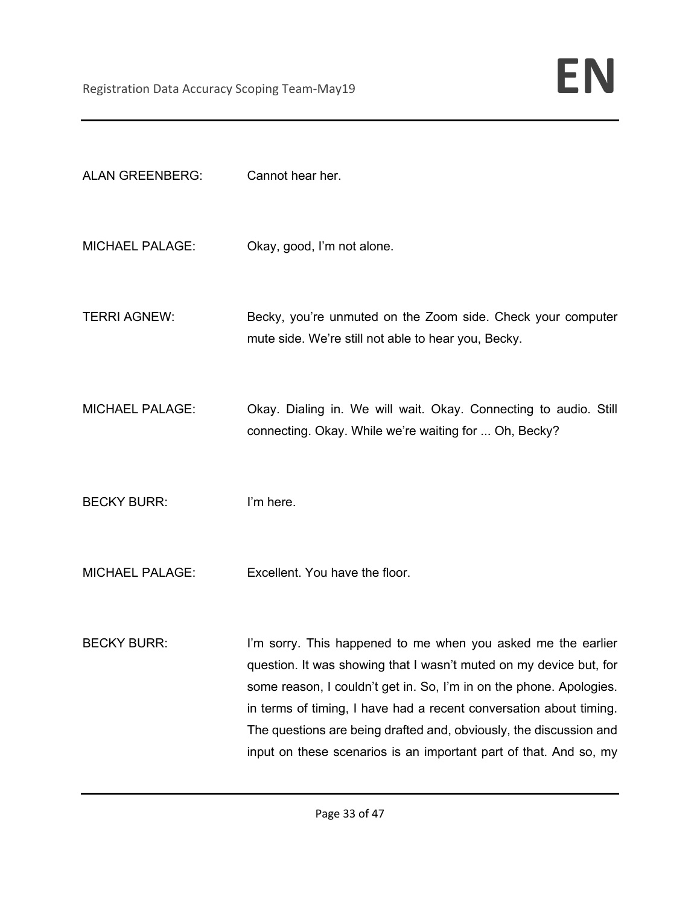ALAN GREENBERG: Cannot hear her.

MICHAEL PALAGE: Okay, good, I'm not alone.

TERRI AGNEW: Becky, you're unmuted on the Zoom side. Check your computer mute side. We're still not able to hear you, Becky.

MICHAEL PALAGE: Okay. Dialing in. We will wait. Okay. Connecting to audio. Still connecting. Okay. While we're waiting for ... Oh, Becky?

BECKY BURR: I'm here.

MICHAEL PALAGE: Excellent. You have the floor.

BECKY BURR: I'm sorry. This happened to me when you asked me the earlier question. It was showing that I wasn't muted on my device but, for some reason, I couldn't get in. So, I'm in on the phone. Apologies. in terms of timing, I have had a recent conversation about timing. The questions are being drafted and, obviously, the discussion and input on these scenarios is an important part of that. And so, my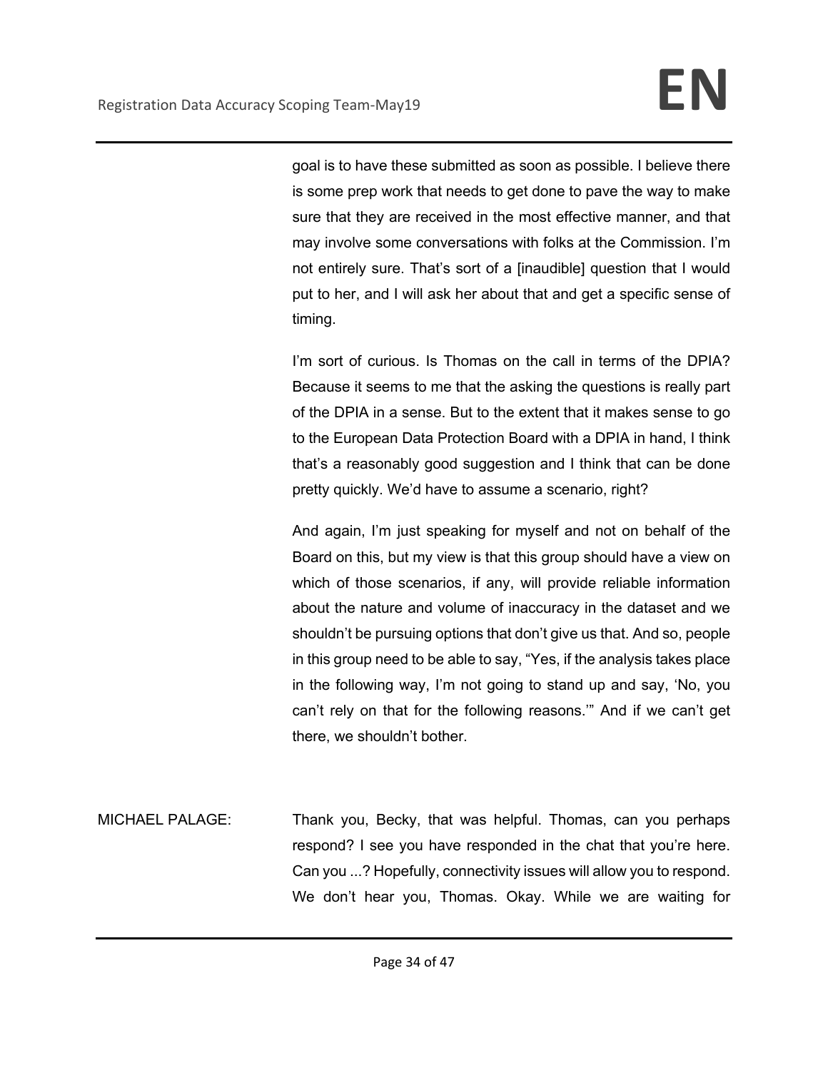goal is to have these submitted as soon as possible. I believe there is some prep work that needs to get done to pave the way to make sure that they are received in the most effective manner, and that may involve some conversations with folks at the Commission. I'm not entirely sure. That's sort of a [inaudible] question that I would put to her, and I will ask her about that and get a specific sense of timing.

I'm sort of curious. Is Thomas on the call in terms of the DPIA? Because it seems to me that the asking the questions is really part of the DPIA in a sense. But to the extent that it makes sense to go to the European Data Protection Board with a DPIA in hand, I think that's a reasonably good suggestion and I think that can be done pretty quickly. We'd have to assume a scenario, right?

And again, I'm just speaking for myself and not on behalf of the Board on this, but my view is that this group should have a view on which of those scenarios, if any, will provide reliable information about the nature and volume of inaccuracy in the dataset and we shouldn't be pursuing options that don't give us that. And so, people in this group need to be able to say, "Yes, if the analysis takes place in the following way, I'm not going to stand up and say, 'No, you can't rely on that for the following reasons.'" And if we can't get there, we shouldn't bother.

MICHAEL PALAGE: Thank you, Becky, that was helpful. Thomas, can you perhaps respond? I see you have responded in the chat that you're here. Can you ...? Hopefully, connectivity issues will allow you to respond. We don't hear you, Thomas. Okay. While we are waiting for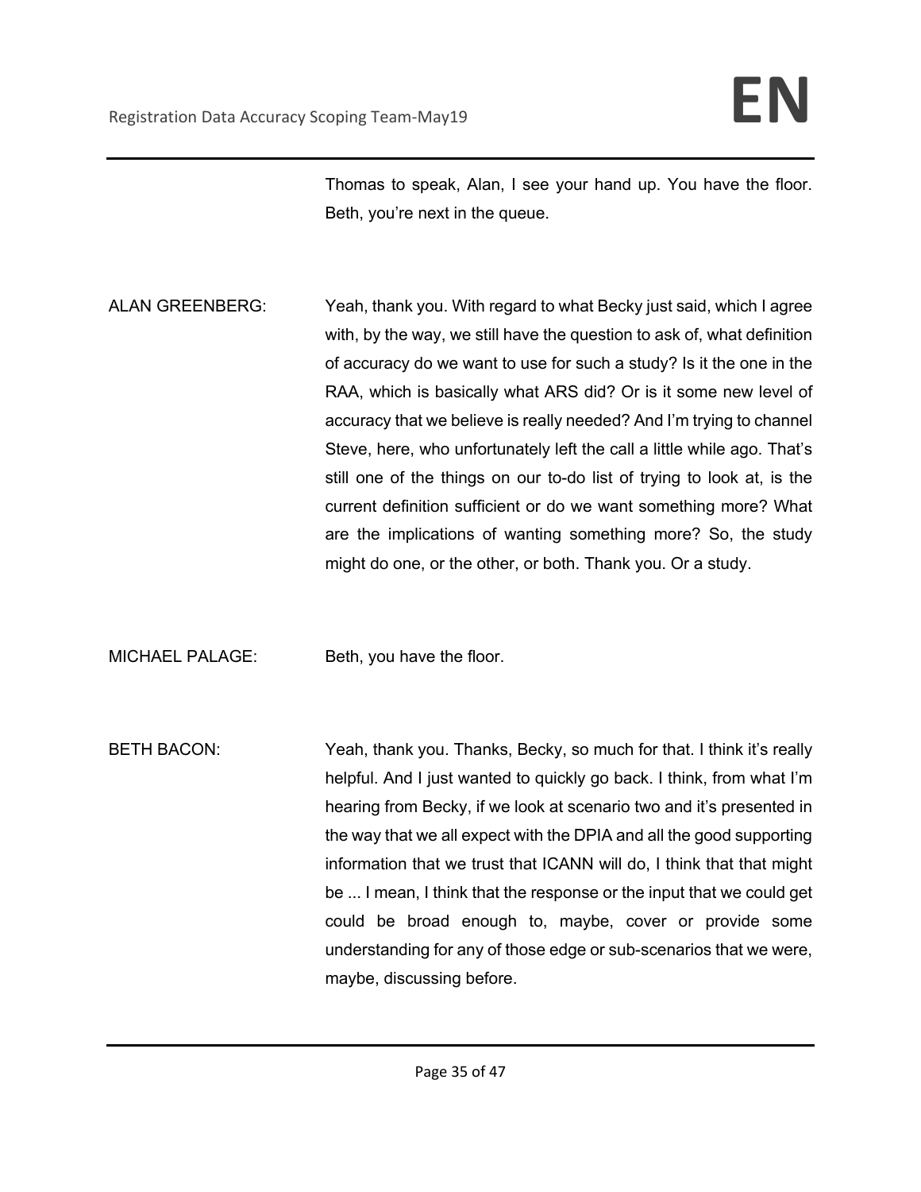Thomas to speak, Alan, I see your hand up. You have the floor. Beth, you're next in the queue.

ALAN GREENBERG: Yeah, thank you. With regard to what Becky just said, which I agree with, by the way, we still have the question to ask of, what definition of accuracy do we want to use for such a study? Is it the one in the RAA, which is basically what ARS did? Or is it some new level of accuracy that we believe is really needed? And I'm trying to channel Steve, here, who unfortunately left the call a little while ago. That's still one of the things on our to-do list of trying to look at, is the current definition sufficient or do we want something more? What are the implications of wanting something more? So, the study might do one, or the other, or both. Thank you. Or a study.

MICHAEL PALAGE: Beth, you have the floor.

BETH BACON: Yeah, thank you. Thanks, Becky, so much for that. I think it's really helpful. And I just wanted to quickly go back. I think, from what I'm hearing from Becky, if we look at scenario two and it's presented in the way that we all expect with the DPIA and all the good supporting information that we trust that ICANN will do, I think that that might be ... I mean, I think that the response or the input that we could get could be broad enough to, maybe, cover or provide some understanding for any of those edge or sub-scenarios that we were, maybe, discussing before.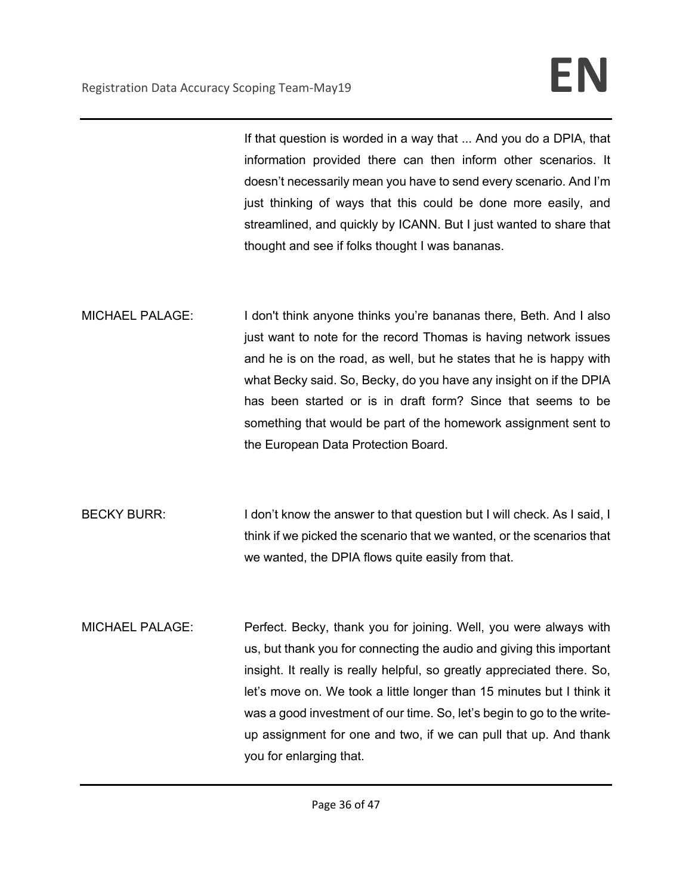If that question is worded in a way that ... And you do a DPIA, that information provided there can then inform other scenarios. It doesn't necessarily mean you have to send every scenario. And I'm just thinking of ways that this could be done more easily, and streamlined, and quickly by ICANN. But I just wanted to share that thought and see if folks thought I was bananas.

MICHAEL PALAGE: I don't think anyone thinks you're bananas there, Beth. And I also just want to note for the record Thomas is having network issues and he is on the road, as well, but he states that he is happy with what Becky said. So, Becky, do you have any insight on if the DPIA has been started or is in draft form? Since that seems to be something that would be part of the homework assignment sent to the European Data Protection Board.

BECKY BURR: I don't know the answer to that question but I will check. As I said, I think if we picked the scenario that we wanted, or the scenarios that we wanted, the DPIA flows quite easily from that.

MICHAEL PALAGE: Perfect. Becky, thank you for joining. Well, you were always with us, but thank you for connecting the audio and giving this important insight. It really is really helpful, so greatly appreciated there. So, let's move on. We took a little longer than 15 minutes but I think it was a good investment of our time. So, let's begin to go to the write-up assignment for one and two, if we can pull that up. And thank you for enlarging that.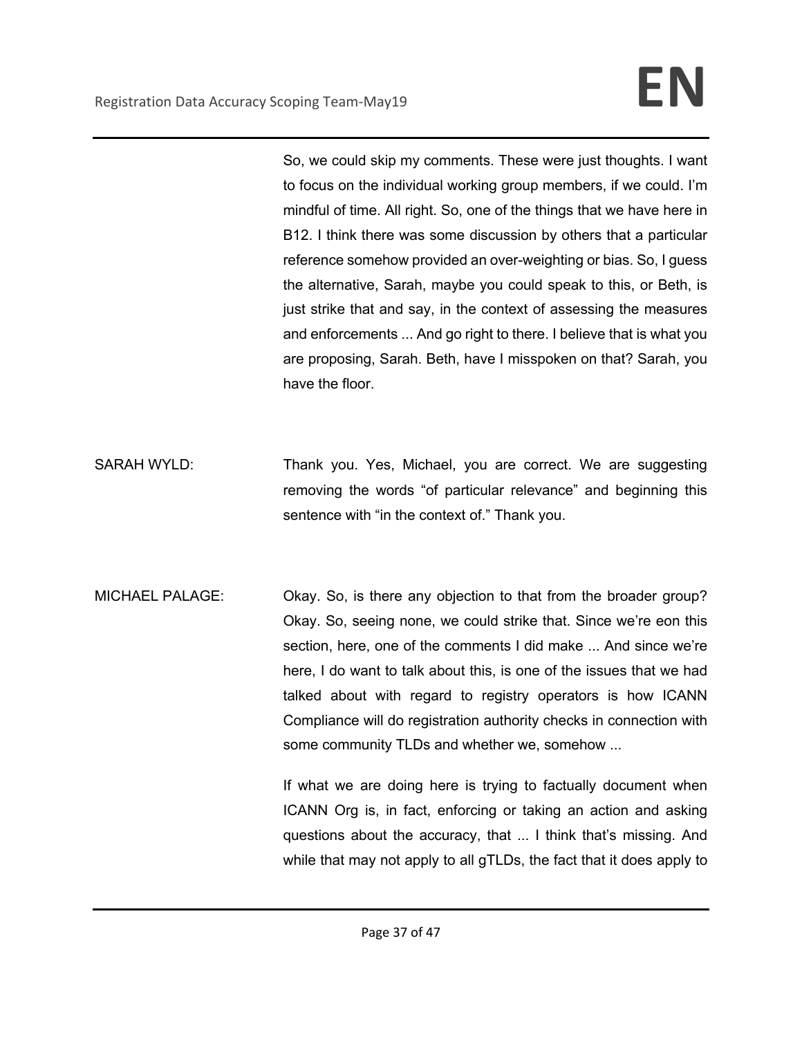So, we could skip my comments. These were just thoughts. I want to focus on the individual working group members, if we could. I'm mindful of time. All right. So, one of the things that we have here in B12. I think there was some discussion by others that a particular reference somehow provided an over-weighting or bias. So, I guess the alternative, Sarah, maybe you could speak to this, or Beth, is just strike that and say, in the context of assessing the measures and enforcements ... And go right to there. I believe that is what you are proposing, Sarah. Beth, have I misspoken on that? Sarah, you have the floor.

SARAH WYLD: Thank you. Yes, Michael, you are correct. We are suggesting removing the words "of particular relevance" and beginning this sentence with "in the context of." Thank you.

MICHAEL PALAGE: Okay. So, is there any objection to that from the broader group? Okay. So, seeing none, we could strike that. Since we're eon this section, here, one of the comments I did make ... And since we're here, I do want to talk about this, is one of the issues that we had talked about with regard to registry operators is how ICANN Compliance will do registration authority checks in connection with some community TLDs and whether we, somehow ...

If what we are doing here is trying to factually document when ICANN Org is, in fact, enforcing or taking an action and asking questions about the accuracy, that ... I think that's missing. And while that may not apply to all gTLDs, the fact that it does apply to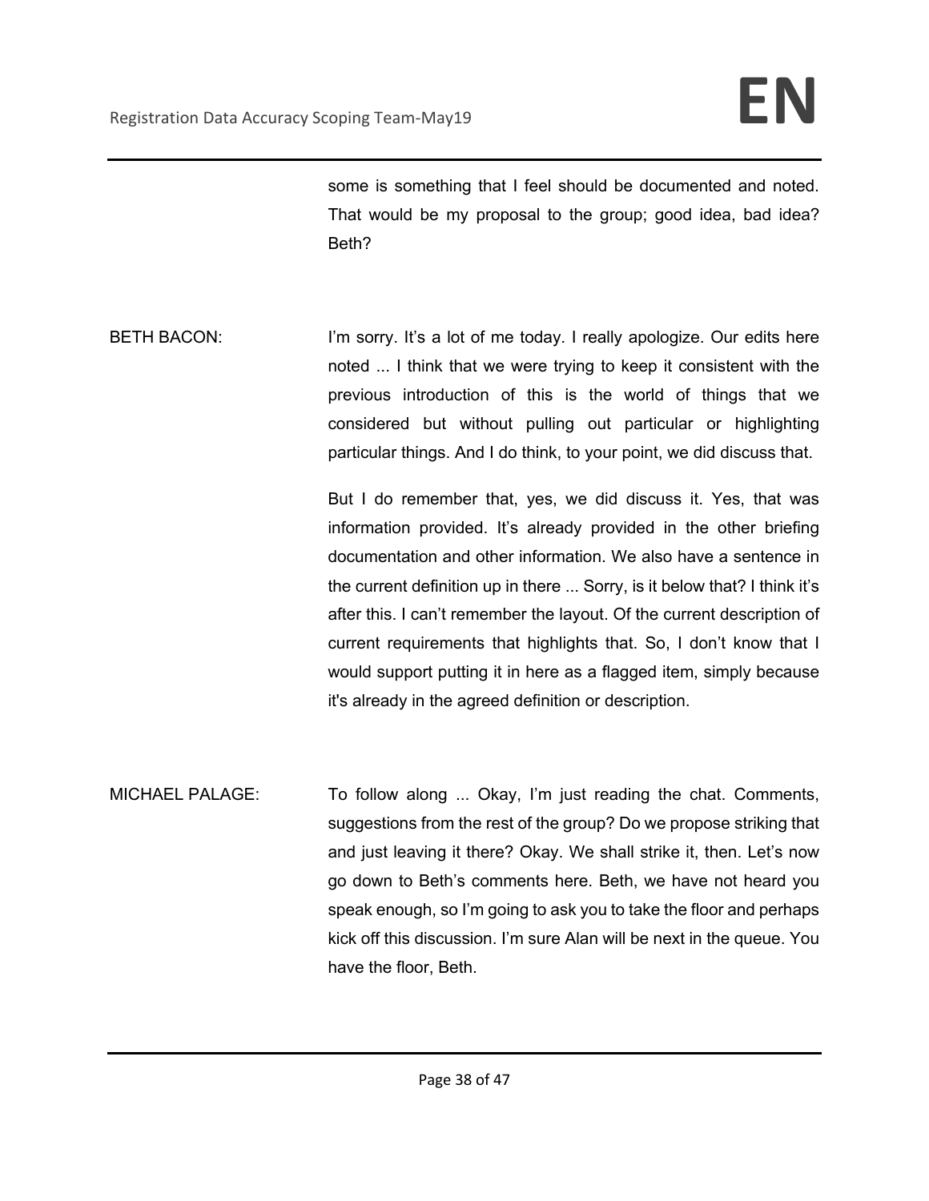some is something that I feel should be documented and noted. That would be my proposal to the group; good idea, bad idea? Beth?

BETH BACON: I'm sorry. It's a lot of me today. I really apologize. Our edits here noted ... I think that we were trying to keep it consistent with the previous introduction of this is the world of things that we considered but without pulling out particular or highlighting particular things. And I do think, to your point, we did discuss that.

But I do remember that, yes, we did discuss it. Yes, that was information provided. It's already provided in the other briefing documentation and other information. We also have a sentence in the current definition up in there ... Sorry, is it below that? I think it's after this. I can't remember the layout. Of the current description of current requirements that highlights that. So, I don't know that I would support putting it in here as a flagged item, simply because it's already in the agreed definition or description.

MICHAEL PALAGE: To follow along ... Okay, I'm just reading the chat. Comments, suggestions from the rest of the group? Do we propose striking that and just leaving it there? Okay. We shall strike it, then. Let's now go down to Beth's comments here. Beth, we have not heard you speak enough, so I'm going to ask you to take the floor and perhaps kick off this discussion. I'm sure Alan will be next in the queue. You have the floor, Beth.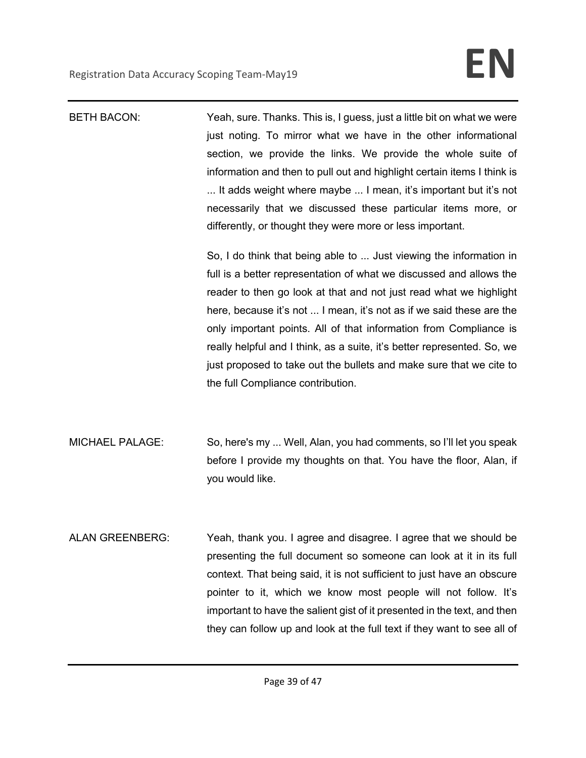BETH BACON: Yeah, sure. Thanks. This is, I guess, just a little bit on what we were just noting. To mirror what we have in the other informational section, we provide the links. We provide the whole suite of information and then to pull out and highlight certain items I think is ... It adds weight where maybe ... I mean, it's important but it's not necessarily that we discussed these particular items more, or differently, or thought they were more or less important.

So, I do think that being able to ... Just viewing the information in full is a better representation of what we discussed and allows the reader to then go look at that and not just read what we highlight here, because it's not ... I mean, it's not as if we said these are the only important points. All of that information from Compliance is really helpful and I think, as a suite, it's better represented. So, we just proposed to take out the bullets and make sure that we cite to the full Compliance contribution.

MICHAEL PALAGE: So, here's my ... Well, Alan, you had comments, so I'll let you speak before I provide my thoughts on that. You have the floor, Alan, if you would like.

ALAN GREENBERG: Yeah, thank you. I agree and disagree. I agree that we should be presenting the full document so someone can look at it in its full context. That being said, it is not sufficient to just have an obscure pointer to it, which we know most people will not follow. It's important to have the salient gist of it presented in the text, and then they can follow up and look at the full text if they want to see all of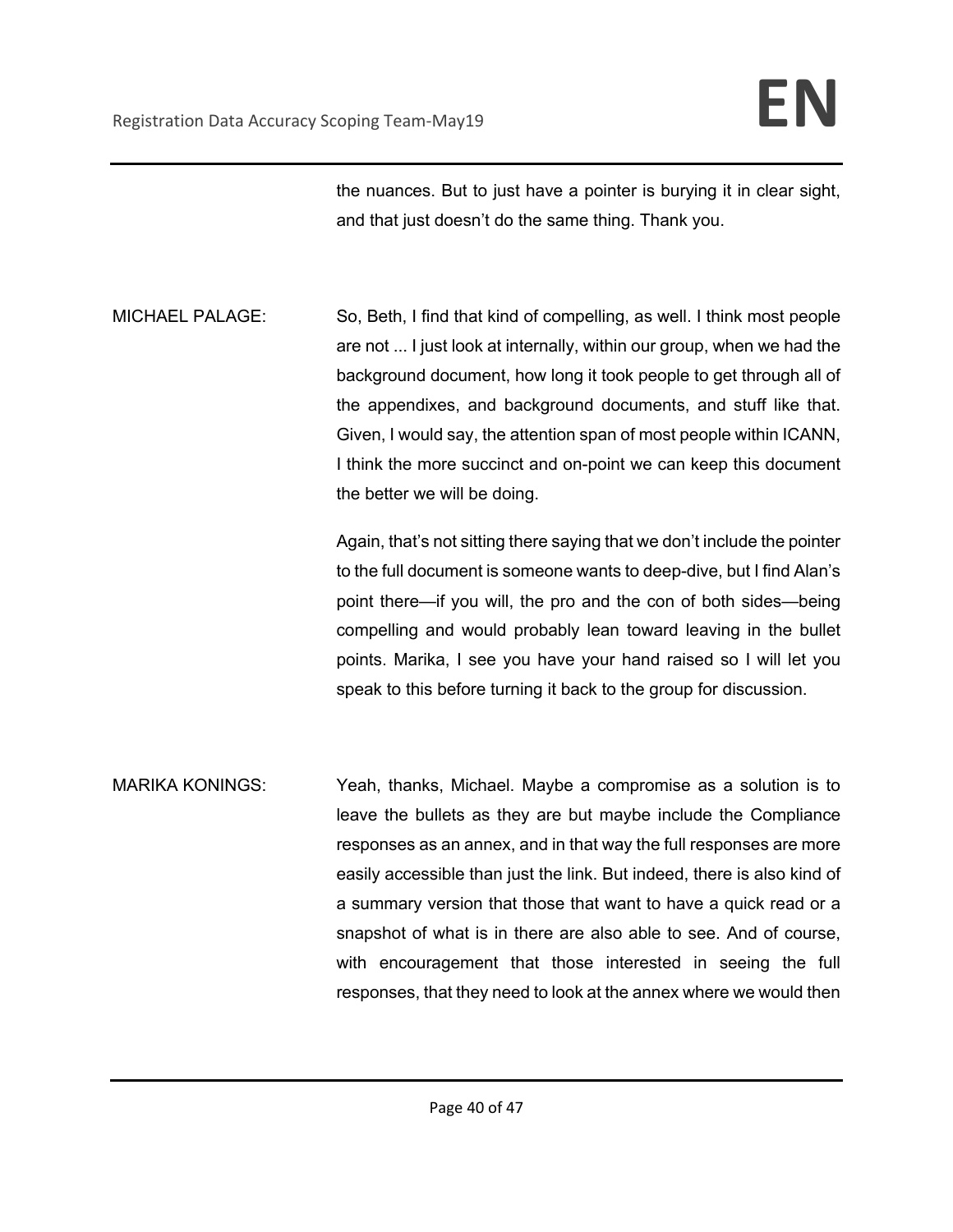the nuances. But to just have a pointer is burying it in clear sight, and that just doesn't do the same thing. Thank you.

MICHAEL PALAGE: So, Beth, I find that kind of compelling, as well. I think most people are not ... I just look at internally, within our group, when we had the background document, how long it took people to get through all of the appendixes, and background documents, and stuff like that. Given, I would say, the attention span of most people within ICANN, I think the more succinct and on-point we can keep this document the better we will be doing.

Again, that's not sitting there saying that we don't include the pointer to the full document is someone wants to deep-dive, but I find Alan's point there—if you will, the pro and the con of both sides—being compelling and would probably lean toward leaving in the bullet points. Marika, I see you have your hand raised so I will let you speak to this before turning it back to the group for discussion.

MARIKA KONINGS: Yeah, thanks, Michael. Maybe a compromise as a solution is to leave the bullets as they are but maybe include the Compliance responses as an annex, and in that way the full responses are more easily accessible than just the link. But indeed, there is also kind of a summary version that those that want to have a quick read or a snapshot of what is in there are also able to see. And of course, with encouragement that those interested in seeing the full responses, that they need to look at the annex where we would then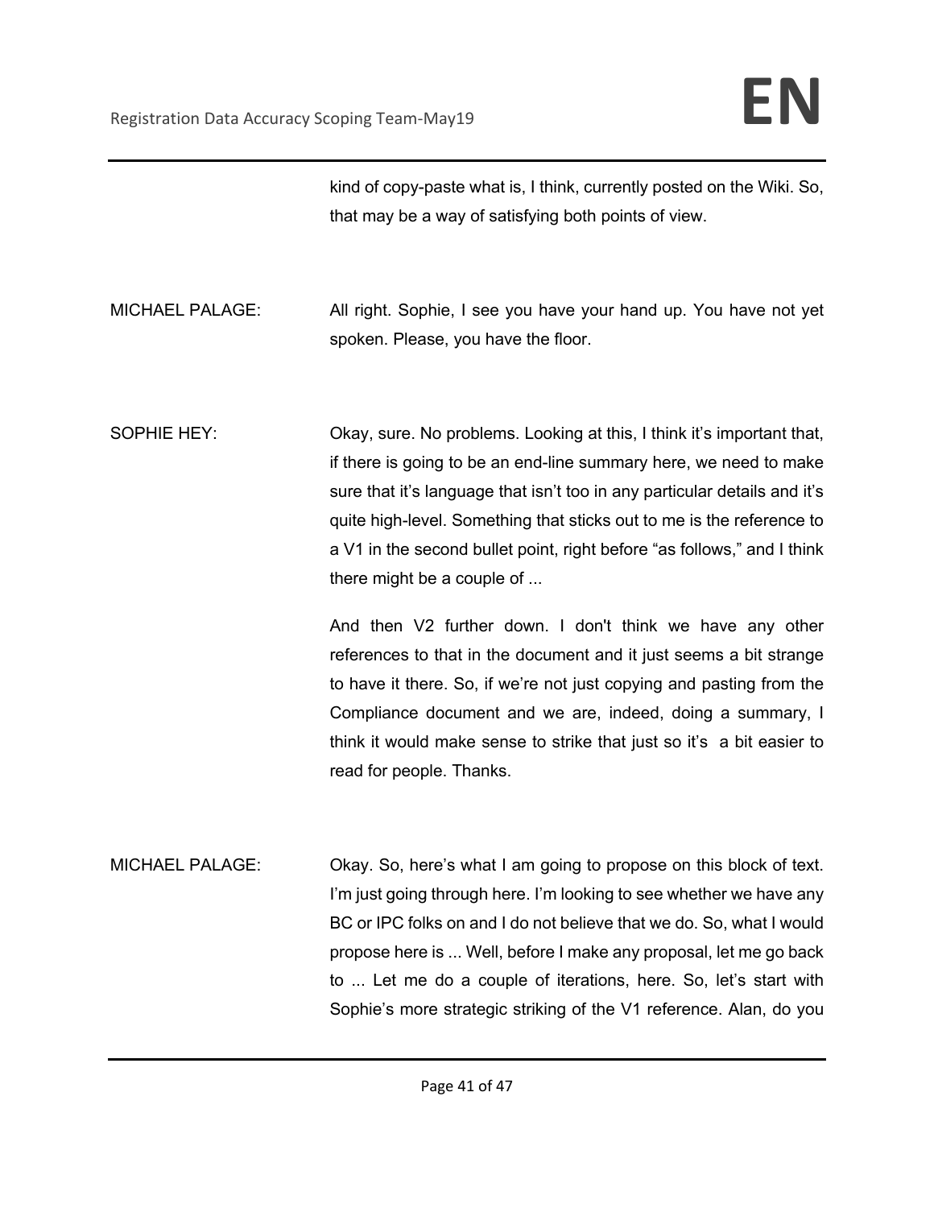kind of copy-paste what is, I think, currently posted on the Wiki. So, that may be a way of satisfying both points of view.

MICHAEL PALAGE: All right. Sophie, I see you have your hand up. You have not yet spoken. Please, you have the floor.

SOPHIE HEY: Okay, sure. No problems. Looking at this, I think it's important that, if there is going to be an end-line summary here, we need to make sure that it's language that isn't too in any particular details and it's quite high-level. Something that sticks out to me is the reference to a V1 in the second bullet point, right before "as follows," and I think there might be a couple of ...

And then V2 further down. I don't think we have any other references to that in the document and it just seems a bit strange to have it there. So, if we're not just copying and pasting from the Compliance document and we are, indeed, doing a summary, I think it would make sense to strike that just so it's a bit easier to read for people. Thanks.

MICHAEL PALAGE: Okay. So, here's what I am going to propose on this block of text. I'm just going through here. I'm looking to see whether we have any BC or IPC folks on and I do not believe that we do. So, what I would propose here is ... Well, before I make any proposal, let me go back to ... Let me do a couple of iterations, here. So, let's start with Sophie's more strategic striking of the V1 reference. Alan, do you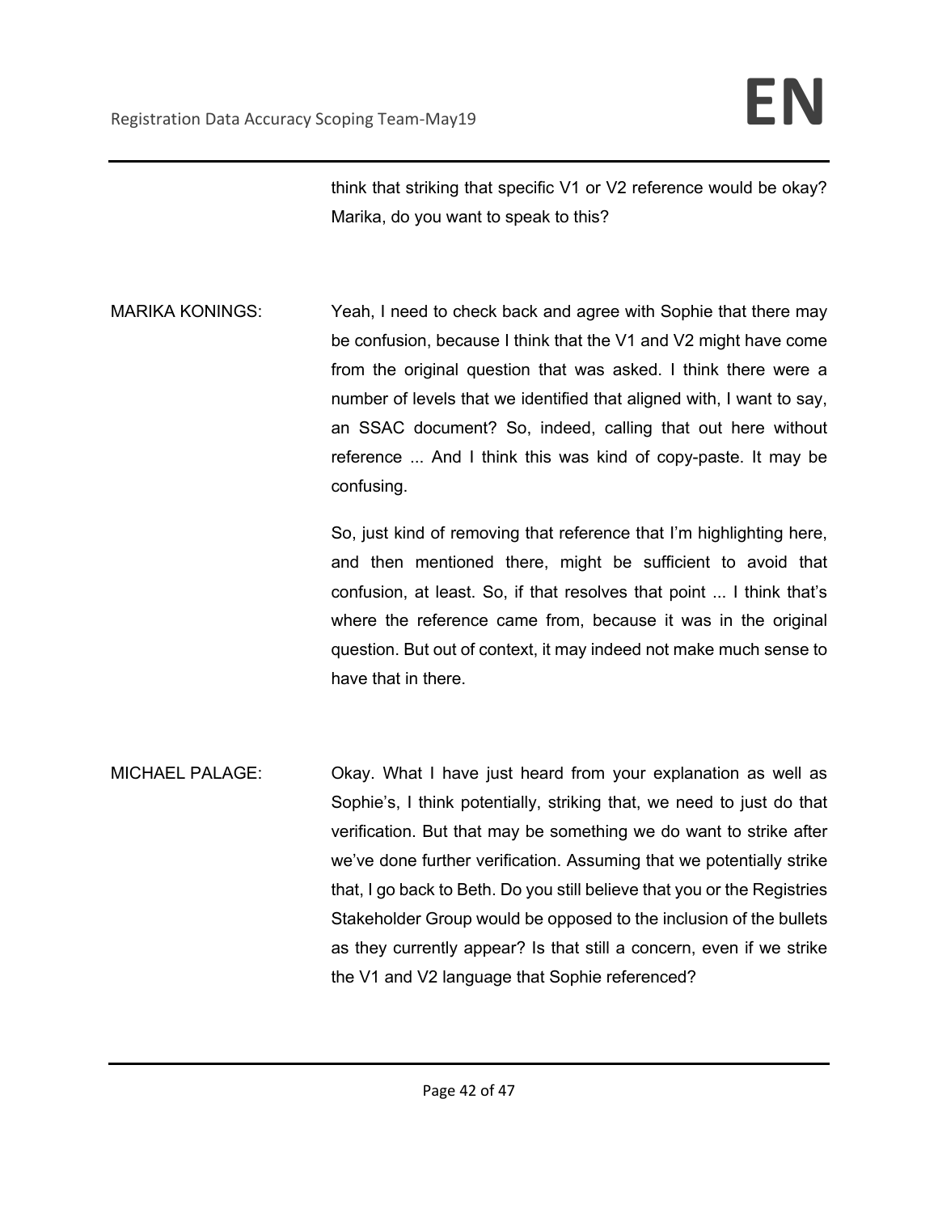think that striking that specific V1 or V2 reference would be okay? Marika, do you want to speak to this?

MARIKA KONINGS: Yeah, I need to check back and agree with Sophie that there may be confusion, because I think that the V1 and V2 might have come from the original question that was asked. I think there were a number of levels that we identified that aligned with, I want to say, an SSAC document? So, indeed, calling that out here without reference ... And I think this was kind of copy-paste. It may be confusing.

So, just kind of removing that reference that I'm highlighting here, and then mentioned there, might be sufficient to avoid that confusion, at least. So, if that resolves that point ... I think that's where the reference came from, because it was in the original question. But out of context, it may indeed not make much sense to have that in there.

MICHAEL PALAGE: Okay. What I have just heard from your explanation as well as Sophie's, I think potentially, striking that, we need to just do that verification. But that may be something we do want to strike after we've done further verification. Assuming that we potentially strike that, I go back to Beth. Do you still believe that you or the Registries Stakeholder Group would be opposed to the inclusion of the bullets as they currently appear? Is that still a concern, even if we strike the V1 and V2 language that Sophie referenced?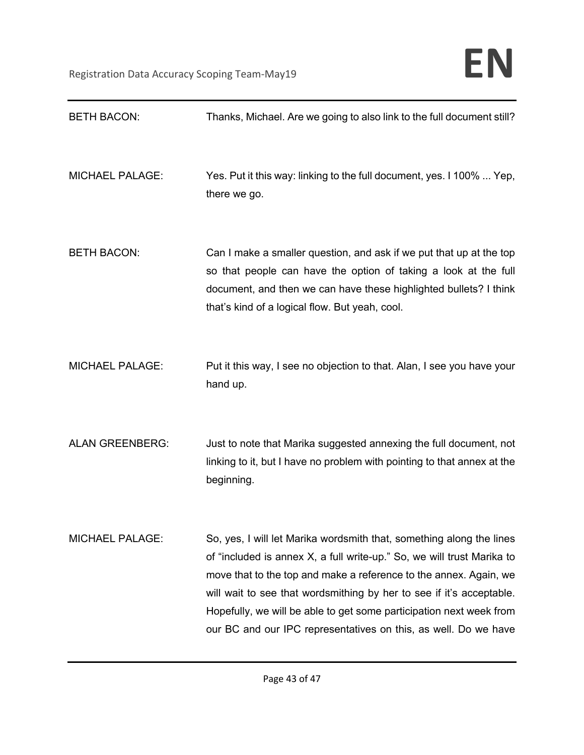BETH BACON: Thanks, Michael. Are we going to also link to the full document still?

MICHAEL PALAGE: Yes. Put it this way: linking to the full document, yes. I 100% ... Yep, there we go.

BETH BACON: Can I make a smaller question, and ask if we put that up at the top so that people can have the option of taking a look at the full document, and then we can have these highlighted bullets? I think that's kind of a logical flow. But yeah, cool.

MICHAEL PALAGE: Put it this way, I see no objection to that. Alan, I see you have your hand up.

ALAN GREENBERG: Just to note that Marika suggested annexing the full document, not linking to it, but I have no problem with pointing to that annex at the beginning.

MICHAEL PALAGE: So, yes, I will let Marika wordsmith that, something along the lines of "included is annex X, a full write-up." So, we will trust Marika to move that to the top and make a reference to the annex. Again, we will wait to see that wordsmithing by her to see if it's acceptable. Hopefully, we will be able to get some participation next week from our BC and our IPC representatives on this, as well. Do we have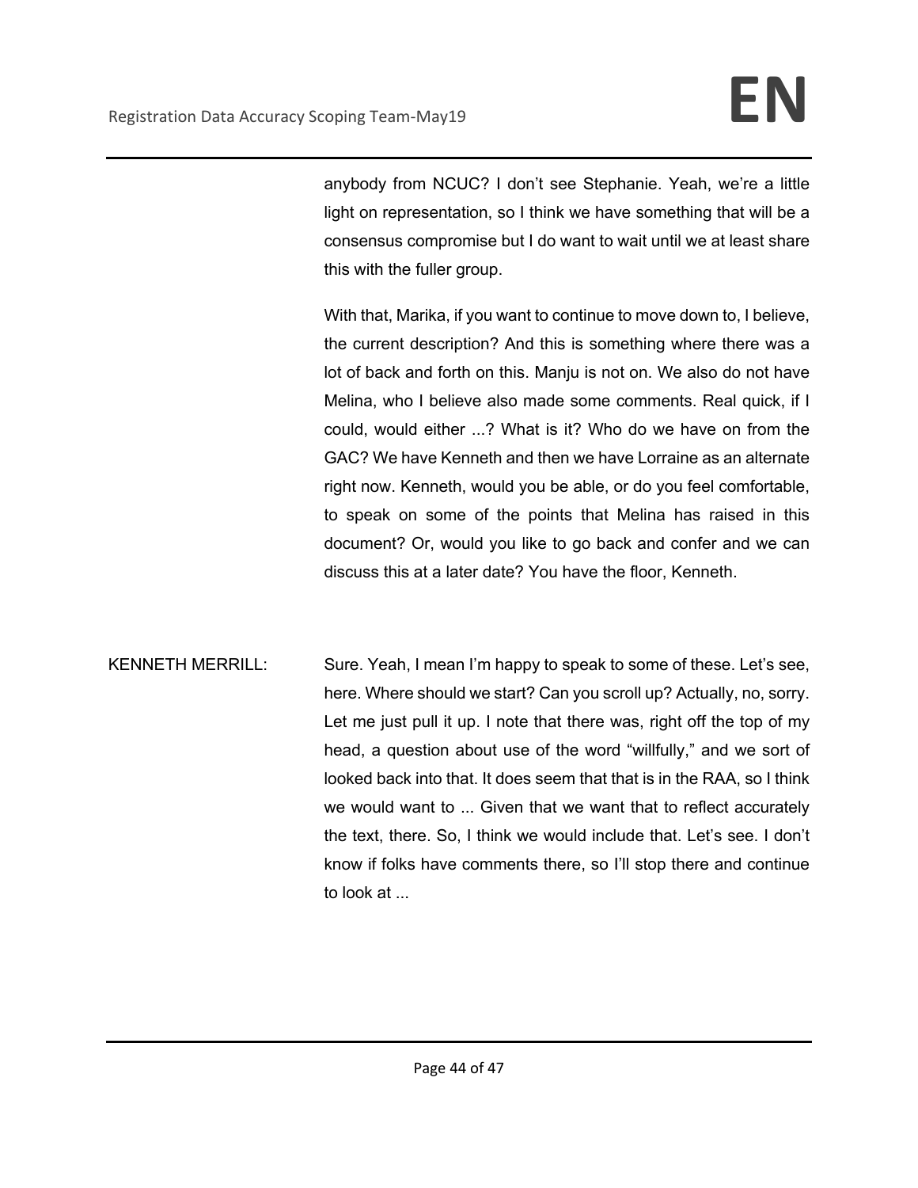anybody from NCUC? I don't see Stephanie. Yeah, we're a little light on representation, so I think we have something that will be a consensus compromise but I do want to wait until we at least share this with the fuller group.

With that, Marika, if you want to continue to move down to, I believe, the current description? And this is something where there was a lot of back and forth on this. Manju is not on. We also do not have Melina, who I believe also made some comments. Real quick, if I could, would either ...? What is it? Who do we have on from the GAC? We have Kenneth and then we have Lorraine as an alternate right now. Kenneth, would you be able, or do you feel comfortable, to speak on some of the points that Melina has raised in this document? Or, would you like to go back and confer and we can discuss this at a later date? You have the floor, Kenneth.

KENNETH MERRILL: Sure. Yeah, I mean I'm happy to speak to some of these. Let's see, here. Where should we start? Can you scroll up? Actually, no, sorry. Let me just pull it up. I note that there was, right off the top of my head, a question about use of the word "willfully," and we sort of looked back into that. It does seem that that is in the RAA, so I think we would want to ... Given that we want that to reflect accurately the text, there. So, I think we would include that. Let's see. I don't know if folks have comments there, so I'll stop there and continue to look at ...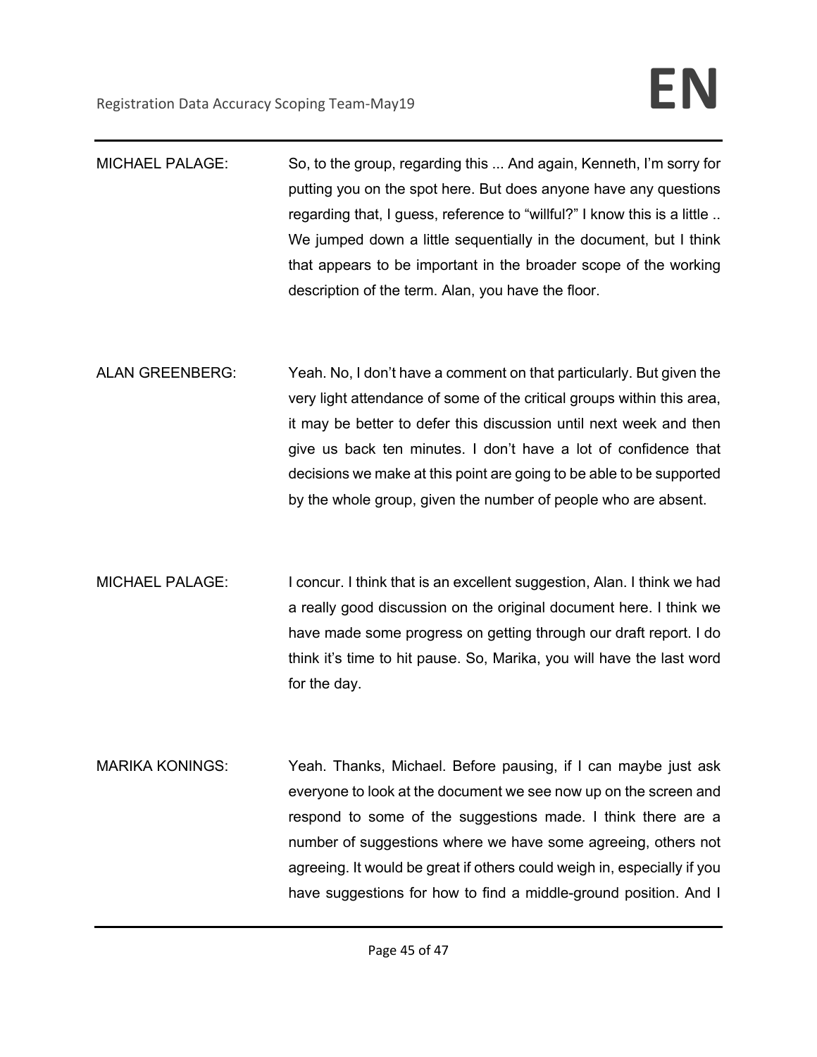MICHAEL PALAGE: So, to the group, regarding this ... And again, Kenneth, I'm sorry for putting you on the spot here. But does anyone have any questions regarding that, I guess, reference to "willful?" I know this is a little .. We jumped down a little sequentially in the document, but I think that appears to be important in the broader scope of the working description of the term. Alan, you have the floor.

ALAN GREENBERG: Yeah. No, I don't have a comment on that particularly. But given the very light attendance of some of the critical groups within this area, it may be better to defer this discussion until next week and then give us back ten minutes. I don't have a lot of confidence that decisions we make at this point are going to be able to be supported by the whole group, given the number of people who are absent.

MICHAEL PALAGE: I concur. I think that is an excellent suggestion, Alan. I think we had a really good discussion on the original document here. I think we have made some progress on getting through our draft report. I do think it's time to hit pause. So, Marika, you will have the last word for the day.

MARIKA KONINGS: Yeah. Thanks, Michael. Before pausing, if I can maybe just ask everyone to look at the document we see now up on the screen and respond to some of the suggestions made. I think there are a number of suggestions where we have some agreeing, others not agreeing. It would be great if others could weigh in, especially if you have suggestions for how to find a middle-ground position. And I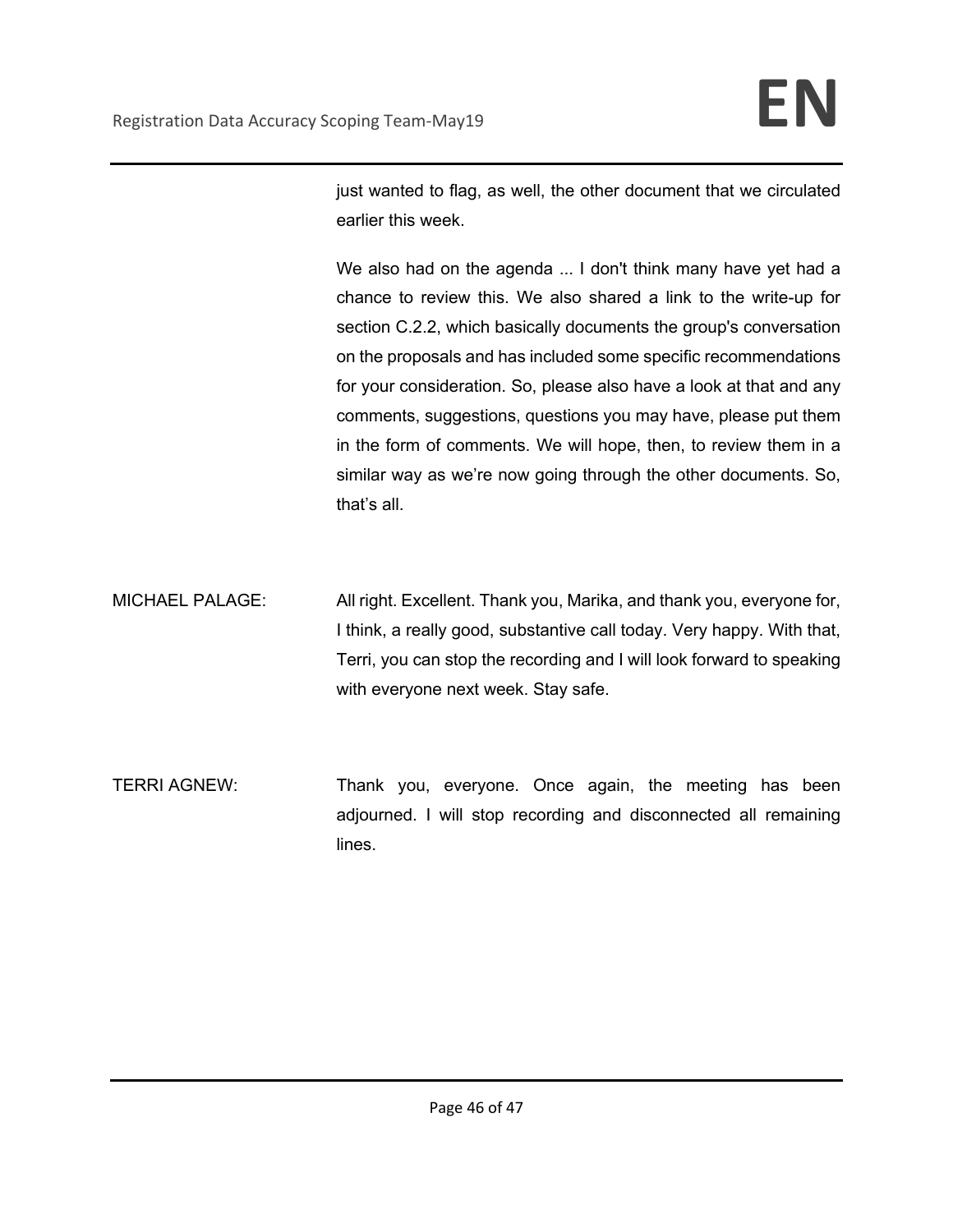just wanted to flag, as well, the other document that we circulated earlier this week.

We also had on the agenda ... I don't think many have yet had a chance to review this. We also shared a link to the write-up for section C.2.2, which basically documents the group's conversation on the proposals and has included some specific recommendations for your consideration. So, please also have a look at that and any comments, suggestions, questions you may have, please put them in the form of comments. We will hope, then, to review them in a similar way as we're now going through the other documents. So, that's all.

MICHAEL PALAGE: All right. Excellent. Thank you, Marika, and thank you, everyone for, I think, a really good, substantive call today. Very happy. With that, Terri, you can stop the recording and I will look forward to speaking with everyone next week. Stay safe.

TERRI AGNEW: Thank you, everyone. Once again, the meeting has been adjourned. I will stop recording and disconnected all remaining lines.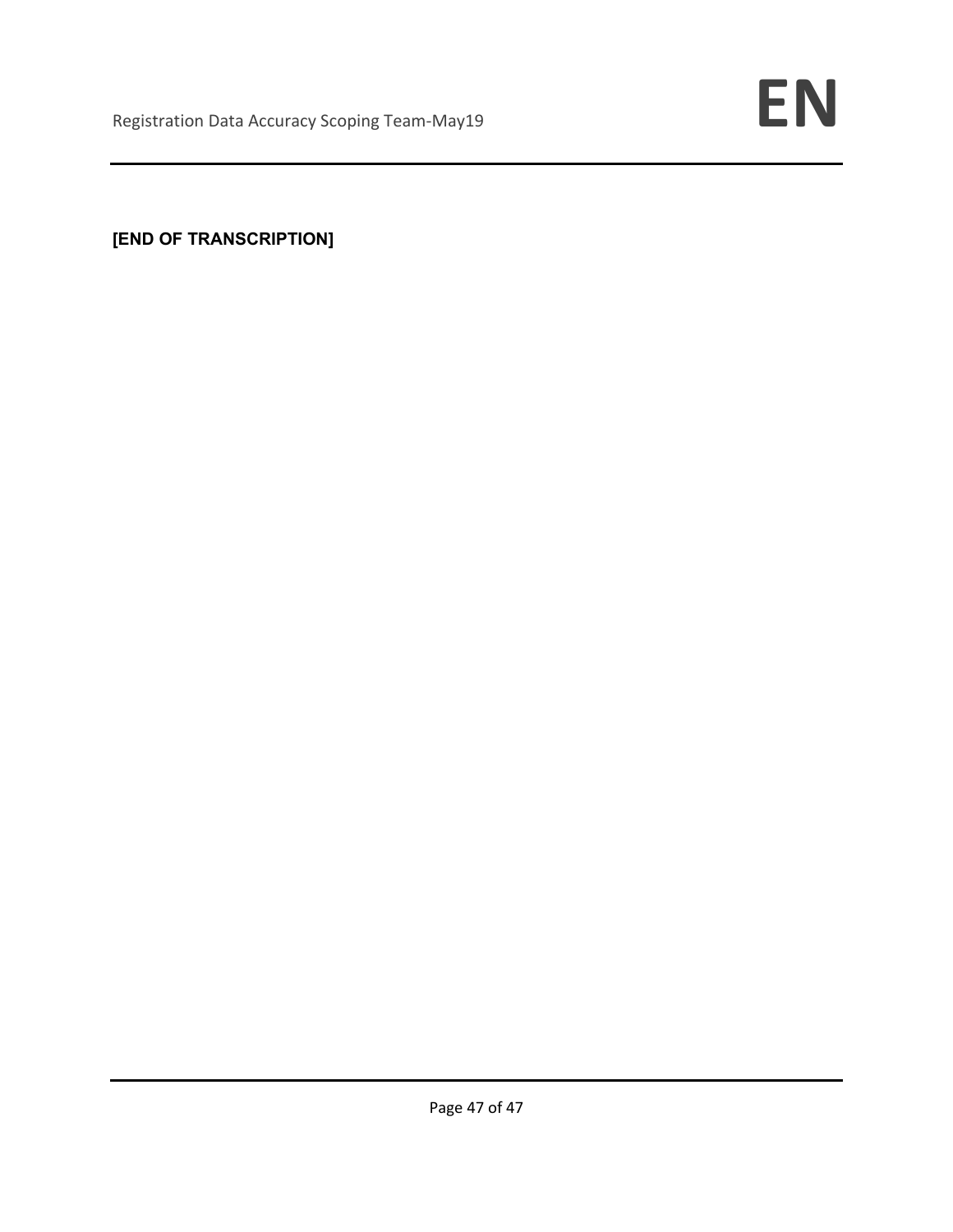**[END OF TRANSCRIPTION]**